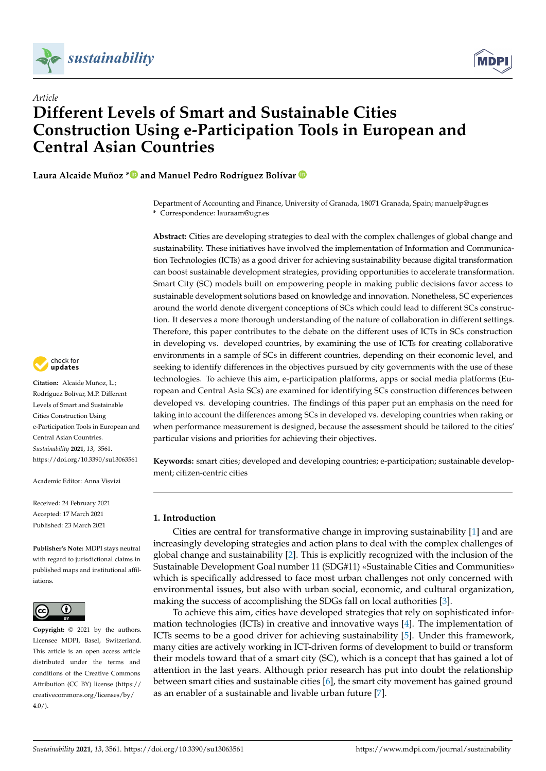*Article*

# Different Levels of Smart and Sustainable Cities Construction Using e-Participation Tools in European and Central Asian Countries

**Laura Alcaide Muñoz *** **and Manuel Pedro Rodríguez Bolívar**

Department of Accounting and Finance, University of Granada, 18071 Granada, Spain; manuelp@ugr.es
* Correspondence: lauraam@ugr.es

**Abstract:** Cities are developing strategies to deal with the complex challenges of global change and sustainability. These initiatives have involved the implementation of Information and Communication Technologies (ICTs) as a good driver for achieving sustainability because digital transformation can boost sustainable development strategies, providing opportunities to accelerate transformation. Smart City (SC) models built on empowering people in making public decisions favor access to sustainable development solutions based on knowledge and innovation. Nonetheless, SC experiences around the world denote divergent conceptions of SCs which could lead to different SCs construction. It deserves a more thorough understanding of the nature of collaboration in different settings. Therefore, this paper contributes to the debate on the different uses of ICTs in SCs construction in developing vs. developed countries, by examining the use of ICTs for creating collaborative environments in a sample of SCs in different countries, depending on their economic level, and seeking to identify differences in the objectives pursued by city governments with the use of these technologies. To achieve this aim, e-participation platforms, apps or social media platforms (European and Central Asia SCs) are examined for identifying SCs construction differences between developed vs. developing countries. The findings of this paper put an emphasis on the need for taking into account the differences among SCs in developed vs. developing countries when raking or when performance measurement is designed, because the assessment should be tailored to the cities' particular visions and priorities for achieving their objectives.

**Keywords:** smart cities; developed and developing countries; e-participation; sustainable development; citizen-centric cities

**Citation:** Alcaide Muñoz, L.; Rodríguez Bolívar, M.P. Different Levels of Smart and Sustainable Cities Construction Using e-Participation Tools in European and Central Asian Countries. *Sustainability* **2021**, *13*, 3561. https://doi.org/10.3390/su13063561

Academic Editor: Anna Visvizi

Received: 24 February 2021
Accepted: 17 March 2021
Published: 23 March 2021

**Publisher's Note:** MDPI stays neutral with regard to jurisdictional claims in published maps and institutional affiliations.

**Copyright:** © 2021 by the authors. Licensee MDPI, Basel, Switzerland. This article is an open access article distributed under the terms and conditions of the Creative Commons Attribution (CC BY) license (https://creativecommons.org/licenses/by/4.0/).

## 1. Introduction

Cities are central for transformative change in improving sustainability [1] and are increasingly developing strategies and action plans to deal with the complex challenges of global change and sustainability [2]. This is explicitly recognized with the inclusion of the Sustainable Development Goal number 11 (SDG#11) «Sustainable Cities and Communities» which is specifically addressed to face most urban challenges not only concerned with environmental issues, but also with urban social, economic, and cultural organization, making the success of accomplishing the SDGs fall on local authorities [3].

To achieve this aim, cities have developed strategies that rely on sophisticated information technologies (ICTs) in creative and innovative ways [4]. The implementation of ICTs seems to be a good driver for achieving sustainability [5]. Under this framework, many cities are actively working in ICT-driven forms of development to build or transform their models toward that of a smart city (SC), which is a concept that has gained a lot of attention in the last years. Although prior research has put into doubt the relationship between smart cities and sustainable cities [6], the smart city movement has gained ground as an enabler of a sustainable and livable urban future [7].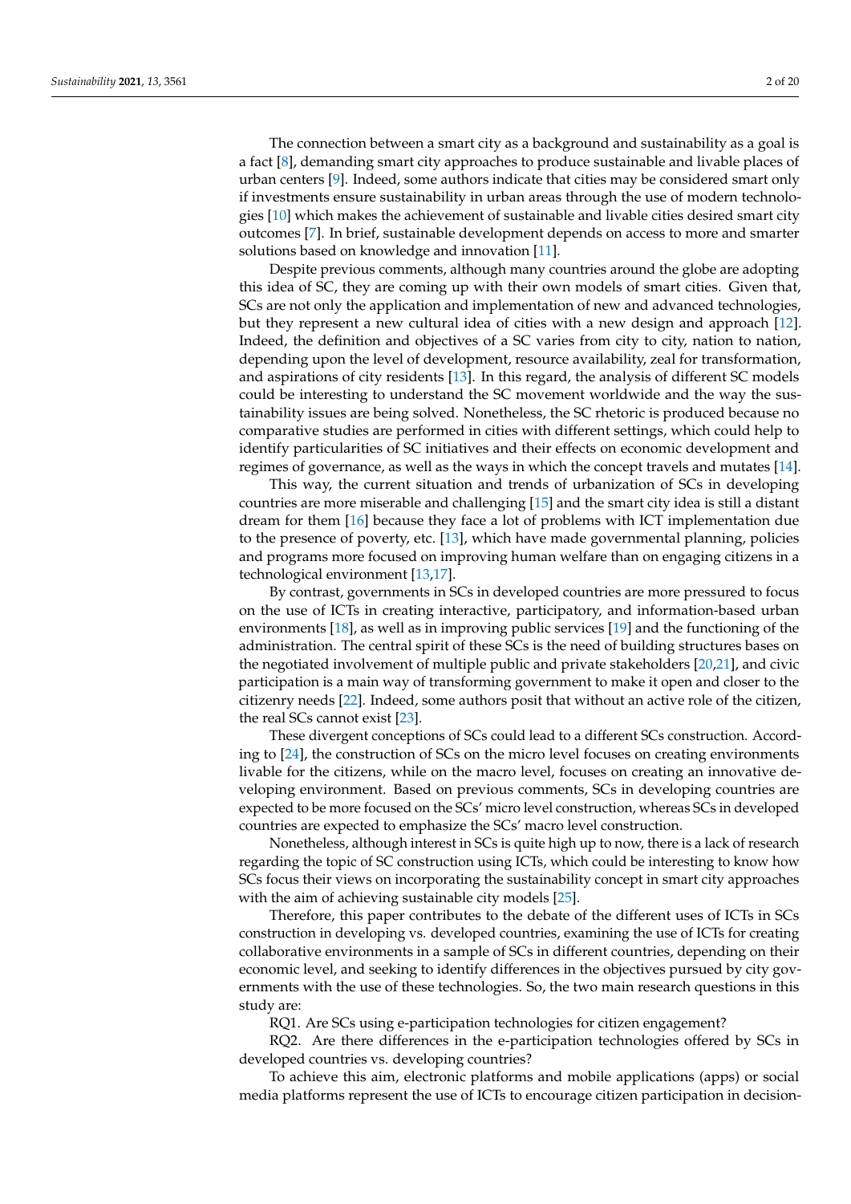The connection between a smart city as a background and sustainability as a goal is a fact [8], demanding smart city approaches to produce sustainable and livable places of urban centers [9]. Indeed, some authors indicate that cities may be considered smart only if investments ensure sustainability in urban areas through the use of modern technologies [10] which makes the achievement of sustainable and livable cities desired smart city outcomes [7]. In brief, sustainable development depends on access to more and smarter solutions based on knowledge and innovation [11].

Despite previous comments, although many countries around the globe are adopting this idea of SC, they are coming up with their own models of smart cities. Given that, SCs are not only the application and implementation of new and advanced technologies, but they represent a new cultural idea of cities with a new design and approach [12]. Indeed, the definition and objectives of a SC varies from city to city, nation to nation, depending upon the level of development, resource availability, zeal for transformation, and aspirations of city residents [13]. In this regard, the analysis of different SC models could be interesting to understand the SC movement worldwide and the way the sustainability issues are being solved. Nonetheless, the SC rhetoric is produced because no comparative studies are performed in cities with different settings, which could help to identify particularities of SC initiatives and their effects on economic development and regimes of governance, as well as the ways in which the concept travels and mutates [14].

This way, the current situation and trends of urbanization of SCs in developing countries are more miserable and challenging [15] and the smart city idea is still a distant dream for them [16] because they face a lot of problems with ICT implementation due to the presence of poverty, etc. [13], which have made governmental planning, policies and programs more focused on improving human welfare than on engaging citizens in a technological environment [13,17].

By contrast, governments in SCs in developed countries are more pressured to focus on the use of ICTs in creating interactive, participatory, and information-based urban environments [18], as well as in improving public services [19] and the functioning of the administration. The central spirit of these SCs is the need of building structures bases on the negotiated involvement of multiple public and private stakeholders [20,21], and civic participation is a main way of transforming government to make it open and closer to the citizenry needs [22]. Indeed, some authors posit that without an active role of the citizen, the real SCs cannot exist [23].

These divergent conceptions of SCs could lead to a different SCs construction. According to [24], the construction of SCs on the micro level focuses on creating environments livable for the citizens, while on the macro level, focuses on creating an innovative developing environment. Based on previous comments, SCs in developing countries are expected to be more focused on the SCs' micro level construction, whereas SCs in developed countries are expected to emphasize the SCs' macro level construction.

Nonetheless, although interest in SCs is quite high up to now, there is a lack of research regarding the topic of SC construction using ICTs, which could be interesting to know how SCs focus their views on incorporating the sustainability concept in smart city approaches with the aim of achieving sustainable city models [25].

Therefore, this paper contributes to the debate of the different uses of ICTs in SCs construction in developing vs. developed countries, examining the use of ICTs for creating collaborative environments in a sample of SCs in different countries, depending on their economic level, and seeking to identify differences in the objectives pursued by city governments with the use of these technologies. So, the two main research questions in this study are:

RQ1. Are SCs using e-participation technologies for citizen engagement?

RQ2. Are there differences in the e-participation technologies offered by SCs in developed countries vs. developing countries?

To achieve this aim, electronic platforms and mobile applications (apps) or social media platforms represent the use of ICTs to encourage citizen participation in decision-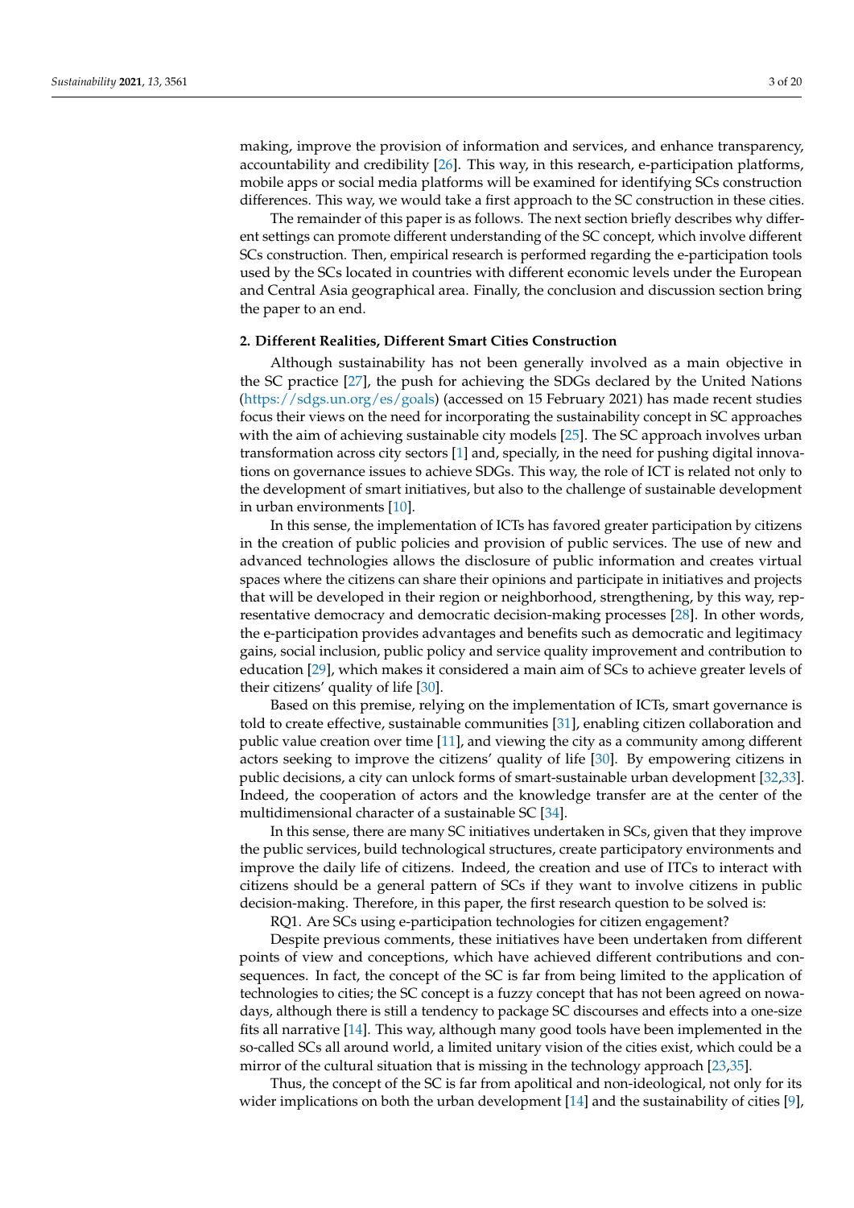making, improve the provision of information and services, and enhance transparency, accountability and credibility [26]. This way, in this research, e-participation platforms, mobile apps or social media platforms will be examined for identifying SCs construction differences. This way, we would take a first approach to the SC construction in these cities.

The remainder of this paper is as follows. The next section briefly describes why different settings can promote different understanding of the SC concept, which involve different SCs construction. Then, empirical research is performed regarding the e-participation tools used by the SCs located in countries with different economic levels under the European and Central Asia geographical area. Finally, the conclusion and discussion section bring the paper to an end.

## 2. Different Realities, Different Smart Cities Construction

Although sustainability has not been generally involved as a main objective in the SC practice [27], the push for achieving the SDGs declared by the United Nations (https://sdgs.un.org/es/goals) (accessed on 15 February 2021) has made recent studies focus their views on the need for incorporating the sustainability concept in SC approaches with the aim of achieving sustainable city models [25]. The SC approach involves urban transformation across city sectors [1] and, specially, in the need for pushing digital innovations on governance issues to achieve SDGs. This way, the role of ICT is related not only to the development of smart initiatives, but also to the challenge of sustainable development in urban environments [10].

In this sense, the implementation of ICTs has favored greater participation by citizens in the creation of public policies and provision of public services. The use of new and advanced technologies allows the disclosure of public information and creates virtual spaces where the citizens can share their opinions and participate in initiatives and projects that will be developed in their region or neighborhood, strengthening, by this way, representative democracy and democratic decision-making processes [28]. In other words, the e-participation provides advantages and benefits such as democratic and legitimacy gains, social inclusion, public policy and service quality improvement and contribution to education [29], which makes it considered a main aim of SCs to achieve greater levels of their citizens' quality of life [30].

Based on this premise, relying on the implementation of ICTs, smart governance is told to create effective, sustainable communities [31], enabling citizen collaboration and public value creation over time [11], and viewing the city as a community among different actors seeking to improve the citizens' quality of life [30]. By empowering citizens in public decisions, a city can unlock forms of smart-sustainable urban development [32,33]. Indeed, the cooperation of actors and the knowledge transfer are at the center of the multidimensional character of a sustainable SC [34].

In this sense, there are many SC initiatives undertaken in SCs, given that they improve the public services, build technological structures, create participatory environments and improve the daily life of citizens. Indeed, the creation and use of ITCs to interact with citizens should be a general pattern of SCs if they want to involve citizens in public decision-making. Therefore, in this paper, the first research question to be solved is:

RQ1. Are SCs using e-participation technologies for citizen engagement?

Despite previous comments, these initiatives have been undertaken from different points of view and conceptions, which have achieved different contributions and consequences. In fact, the concept of the SC is far from being limited to the application of technologies to cities; the SC concept is a fuzzy concept that has not been agreed on nowadays, although there is still a tendency to package SC discourses and effects into a one-size fits all narrative [14]. This way, although many good tools have been implemented in the so-called SCs all around world, a limited unitary vision of the cities exist, which could be a mirror of the cultural situation that is missing in the technology approach [23,35].

Thus, the concept of the SC is far from apolitical and non-ideological, not only for its wider implications on both the urban development [14] and the sustainability of cities [9],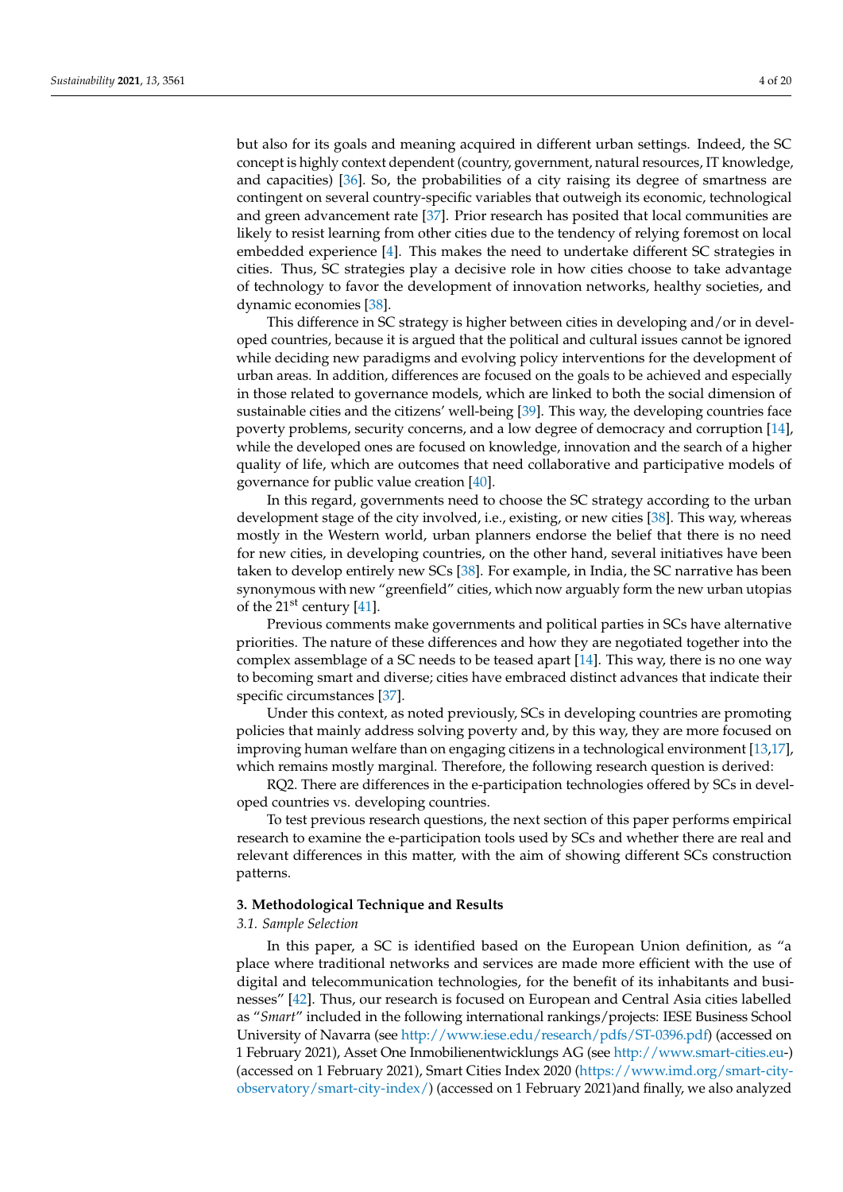but also for its goals and meaning acquired in different urban settings. Indeed, the SC concept is highly context dependent (country, government, natural resources, IT knowledge, and capacities) [36]. So, the probabilities of a city raising its degree of smartness are contingent on several country-specific variables that outweigh its economic, technological and green advancement rate [37]. Prior research has posited that local communities are likely to resist learning from other cities due to the tendency of relying foremost on local embedded experience [4]. This makes the need to undertake different SC strategies in cities. Thus, SC strategies play a decisive role in how cities choose to take advantage of technology to favor the development of innovation networks, healthy societies, and dynamic economies [38].

This difference in SC strategy is higher between cities in developing and/or in developed countries, because it is argued that the political and cultural issues cannot be ignored while deciding new paradigms and evolving policy interventions for the development of urban areas. In addition, differences are focused on the goals to be achieved and especially in those related to governance models, which are linked to both the social dimension of sustainable cities and the citizens' well-being [39]. This way, the developing countries face poverty problems, security concerns, and a low degree of democracy and corruption [14], while the developed ones are focused on knowledge, innovation and the search of a higher quality of life, which are outcomes that need collaborative and participative models of governance for public value creation [40].

In this regard, governments need to choose the SC strategy according to the urban development stage of the city involved, i.e., existing, or new cities [38]. This way, whereas mostly in the Western world, urban planners endorse the belief that there is no need for new cities, in developing countries, on the other hand, several initiatives have been taken to develop entirely new SCs [38]. For example, in India, the SC narrative has been synonymous with new "greenfield" cities, which now arguably form the new urban utopias of the 21st century [41].

Previous comments make governments and political parties in SCs have alternative priorities. The nature of these differences and how they are negotiated together into the complex assemblage of a SC needs to be teased apart [14]. This way, there is no one way to becoming smart and diverse; cities have embraced distinct advances that indicate their specific circumstances [37].

Under this context, as noted previously, SCs in developing countries are promoting policies that mainly address solving poverty and, by this way, they are more focused on improving human welfare than on engaging citizens in a technological environment [13,17], which remains mostly marginal. Therefore, the following research question is derived:

RQ2. There are differences in the e-participation technologies offered by SCs in developed countries vs. developing countries.

To test previous research questions, the next section of this paper performs empirical research to examine the e-participation tools used by SCs and whether there are real and relevant differences in this matter, with the aim of showing different SCs construction patterns.

## 3. Methodological Technique and Results

### 3.1. Sample Selection

In this paper, a SC is identified based on the European Union definition, as "a place where traditional networks and services are made more efficient with the use of digital and telecommunication technologies, for the benefit of its inhabitants and businesses" [42]. Thus, our research is focused on European and Central Asia cities labelled as "*Smart*" included in the following international rankings/projects: IESE Business School University of Navarra (see http://www.iese.edu/research/pdfs/ST-0396.pdf) (accessed on 1 February 2021), Asset One Inmobilienentwicklungs AG (see http://www.smart-cities.eu-) (accessed on 1 February 2021), Smart Cities Index 2020 (https://www.imd.org/smart-city-observatory/smart-city-index/) (accessed on 1 February 2021)and finally, we also analyzed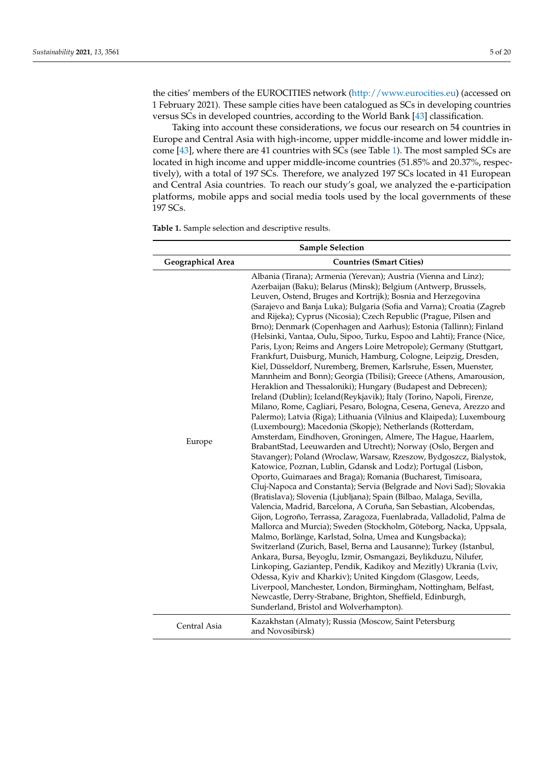the cities' members of the EUROCITIES network (http://www.eurocities.eu) (accessed on 1 February 2021). These sample cities have been catalogued as SCs in developing countries versus SCs in developed countries, according to the World Bank [43] classification.

Taking into account these considerations, we focus our research on 54 countries in Europe and Central Asia with high-income, upper middle-income and lower middle income [43], where there are 41 countries with SCs (see Table 1). The most sampled SCs are located in high income and upper middle-income countries (51.85% and 20.37%, respectively), with a total of 197 SCs. Therefore, we analyzed 197 SCs located in 41 European and Central Asia countries. To reach our study's goal, we analyzed the e-participation platforms, mobile apps and social media tools used by the local governments of these 197 SCs.

**Table 1.** Sample selection and descriptive results.

| Sample Selection | |
|---|---|
| **Geographical Area** | **Countries (Smart Cities)** |
| Europe | Albania (Tirana); Armenia (Yerevan); Austria (Vienna and Linz); Azerbaijan (Baku); Belarus (Minsk); Belgium (Antwerp, Brussels, Leuven, Ostend, Bruges and Kortrijk); Bosnia and Herzegovina (Sarajevo and Banja Luka); Bulgaria (Sofia and Varna); Croatia (Zagreb and Rijeka); Cyprus (Nicosia); Czech Republic (Prague, Pilsen and Brno); Denmark (Copenhagen and Aarhus); Estonia (Tallinn); Finland (Helsinki, Vantaa, Oulu, Sipoo, Turku, Espoo and Lahti); France (Nice, Paris, Lyon; Reims and Angers Loire Metropole); Germany (Stuttgart, Frankfurt, Duisburg, Munich, Hamburg, Cologne, Leipzig, Dresden, Kiel, Düsseldorf, Nuremberg, Bremen, Karlsruhe, Essen, Muenster, Mannheim and Bonn); Georgia (Tbilisi); Greece (Athens, Amarousion, Heraklion and Thessaloniki); Hungary (Budapest and Debrecen); Ireland (Dublin); Iceland(Reykjavik); Italy (Torino, Napoli, Firenze, Milano, Rome, Cagliari, Pesaro, Bologna, Cesena, Geneva, Arezzo and Palermo); Latvia (Riga); Lithuania (Vilnius and Klaipeda); Luxembourg (Luxembourg); Macedonia (Skopje); Netherlands (Rotterdam, Amsterdam, Eindhoven, Groningen, Almere, The Hague, Haarlem, BrabantStad, Leeuwarden and Utrecht); Norway (Oslo, Bergen and Stavanger); Poland (Wroclaw, Warsaw, Rzeszow, Bydgoszcz, Bialystok, Katowice, Poznan, Lublin, Gdansk and Lodz); Portugal (Lisbon, Oporto, Guimaraes and Braga); Romania (Bucharest, Timisoara, Cluj-Napoca and Constanta); Servia (Belgrade and Novi Sad); Slovakia (Bratislava); Slovenia (Ljubljana); Spain (Bilbao, Malaga, Sevilla, Valencia, Madrid, Barcelona, A Coruña, San Sebastian, Alcobendas, Gijon, Logroño, Terrassa, Zaragoza, Fuenlabrada, Valladolid, Palma de Mallorca and Murcia); Sweden (Stockholm, Göteborg, Nacka, Uppsala, Malmo, Borlänge, Karlstad, Solna, Umea and Kungsbacka); Switzerland (Zurich, Basel, Berna and Lausanne); Turkey (Istanbul, Ankara, Bursa, Beyoglu, Izmir, Osmangazi, Beylikduzu, Nilufer, Linkoping, Gaziantep, Pendik, Kadikoy and Mezitly) Ukrania (Lviv, Odessa, Kyiv and Kharkiv); United Kingdom (Glasgow, Leeds, Liverpool, Manchester, London, Birmingham, Nottingham, Belfast, Newcastle, Derry-Strabane, Brighton, Sheffield, Edinburgh, Sunderland, Bristol and Wolverhampton). |
| Central Asia | Kazakhstan (Almaty); Russia (Moscow, Saint Petersburg and Novosibirsk) |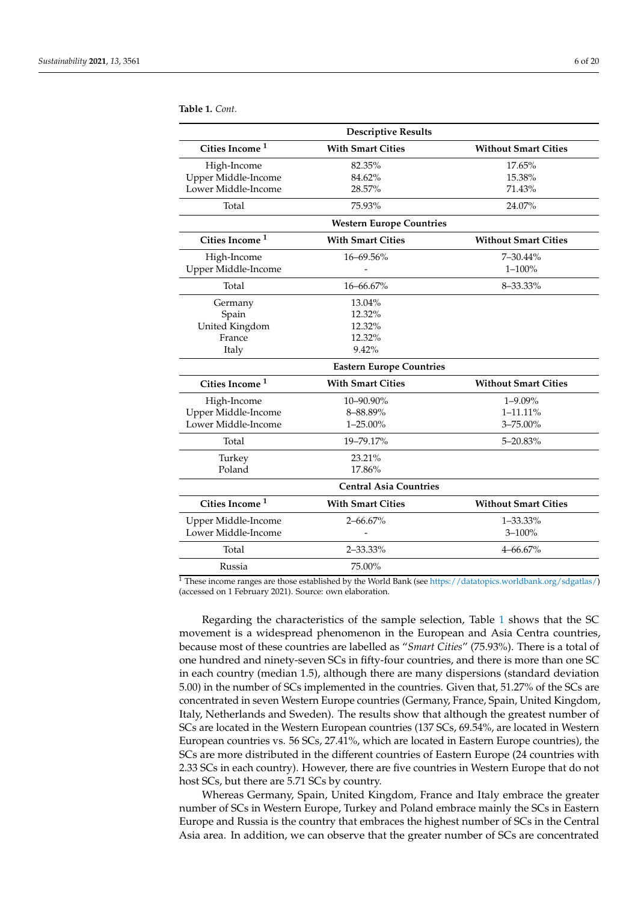**Table 1.** *Cont.*

| Descriptive Results | | |
|---|---|---|
| **Cities Income [1]** | **With Smart Cities** | **Without Smart Cities** |
| High-Income | 82.35% | 17.65% |
| Upper Middle-Income | 84.62% | 15.38% |
| Lower Middle-Income | 28.57% | 71.43% |
| Total | 75.93% | 24.07% |
| **Western Europe Countries** | | |
| **Cities Income [1]** | **With Smart Cities** | **Without Smart Cities** |
| High-Income | 16–69.56% | 7–30.44% |
| Upper Middle-Income | - | 1–100% |
| Total | 16–66.67% | 8–33.33% |
| Germany | 13.04% | |
| Spain | 12.32% | |
| United Kingdom | 12.32% | |
| France | 12.32% | |
| Italy | 9.42% | |
| **Eastern Europe Countries** | | |
| **Cities Income [1]** | **With Smart Cities** | **Without Smart Cities** |
| High-Income | 10–90.90% | 1–9.09% |
| Upper Middle-Income | 8–88.89% | 1–11.11% |
| Lower Middle-Income | 1–25.00% | 3–75.00% |
| Total | 19–79.17% | 5–20.83% |
| Turkey | 23.21% | |
| Poland | 17.86% | |
| **Central Asia Countries** | | |
| **Cities Income [1]** | **With Smart Cities** | **Without Smart Cities** |
| Upper Middle-Income | 2–66.67% | 1–33.33% |
| Lower Middle-Income | - | 3–100% |
| Total | 2–33.33% | 4–66.67% |
| Russia | 75.00% | |

[1] These income ranges are those established by the World Bank (see https://datatopics.worldbank.org/sdgatlas/) (accessed on 1 February 2021). Source: own elaboration.

Regarding the characteristics of the sample selection, Table 1 shows that the SC movement is a widespread phenomenon in the European and Asia Centra countries, because most of these countries are labelled as "*Smart Cities*" (75.93%). There is a total of one hundred and ninety-seven SCs in fifty-four countries, and there is more than one SC in each country (median 1.5), although there are many dispersions (standard deviation 5.00) in the number of SCs implemented in the countries. Given that, 51.27% of the SCs are concentrated in seven Western Europe countries (Germany, France, Spain, United Kingdom, Italy, Netherlands and Sweden). The results show that although the greatest number of SCs are located in the Western European countries (137 SCs, 69.54%, are located in Western European countries vs. 56 SCs, 27.41%, which are located in Eastern Europe countries), the SCs are more distributed in the different countries of Eastern Europe (24 countries with 2.33 SCs in each country). However, there are five countries in Western Europe that do not host SCs, but there are 5.71 SCs by country.

Whereas Germany, Spain, United Kingdom, France and Italy embrace the greater number of SCs in Western Europe, Turkey and Poland embrace mainly the SCs in Eastern Europe and Russia is the country that embraces the highest number of SCs in the Central Asia area. In addition, we can observe that the greater number of SCs are concentrated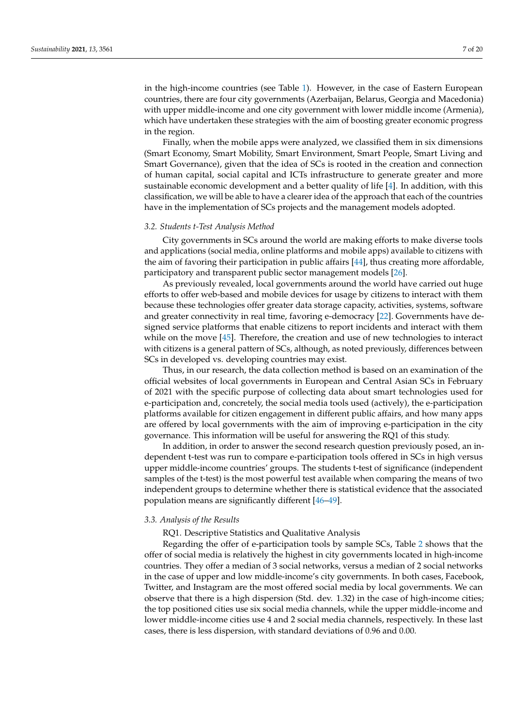in the high-income countries (see Table 1). However, in the case of Eastern European countries, there are four city governments (Azerbaijan, Belarus, Georgia and Macedonia) with upper middle-income and one city government with lower middle income (Armenia), which have undertaken these strategies with the aim of boosting greater economic progress in the region.

Finally, when the mobile apps were analyzed, we classified them in six dimensions (Smart Economy, Smart Mobility, Smart Environment, Smart People, Smart Living and Smart Governance), given that the idea of SCs is rooted in the creation and connection of human capital, social capital and ICTs infrastructure to generate greater and more sustainable economic development and a better quality of life [4]. In addition, with this classification, we will be able to have a clearer idea of the approach that each of the countries have in the implementation of SCs projects and the management models adopted.

### *3.2. Students t-Test Analysis Method*

City governments in SCs around the world are making efforts to make diverse tools and applications (social media, online platforms and mobile apps) available to citizens with the aim of favoring their participation in public affairs [44], thus creating more affordable, participatory and transparent public sector management models [26].

As previously revealed, local governments around the world have carried out huge efforts to offer web-based and mobile devices for usage by citizens to interact with them because these technologies offer greater data storage capacity, activities, systems, software and greater connectivity in real time, favoring e-democracy [22]. Governments have designed service platforms that enable citizens to report incidents and interact with them while on the move [45]. Therefore, the creation and use of new technologies to interact with citizens is a general pattern of SCs, although, as noted previously, differences between SCs in developed vs. developing countries may exist.

Thus, in our research, the data collection method is based on an examination of the official websites of local governments in European and Central Asian SCs in February of 2021 with the specific purpose of collecting data about smart technologies used for e-participation and, concretely, the social media tools used (actively), the e-participation platforms available for citizen engagement in different public affairs, and how many apps are offered by local governments with the aim of improving e-participation in the city governance. This information will be useful for answering the RQ1 of this study.

In addition, in order to answer the second research question previously posed, an independent t-test was run to compare e-participation tools offered in SCs in high versus upper middle-income countries' groups. The students t-test of significance (independent samples of the t-test) is the most powerful test available when comparing the means of two independent groups to determine whether there is statistical evidence that the associated population means are significantly different [46–49].

### *3.3. Analysis of the Results*

RQ1. Descriptive Statistics and Qualitative Analysis

Regarding the offer of e-participation tools by sample SCs, Table 2 shows that the offer of social media is relatively the highest in city governments located in high-income countries. They offer a median of 3 social networks, versus a median of 2 social networks in the case of upper and low middle-income's city governments. In both cases, Facebook, Twitter, and Instagram are the most offered social media by local governments. We can observe that there is a high dispersion (Std. dev. 1.32) in the case of high-income cities; the top positioned cities use six social media channels, while the upper middle-income and lower middle-income cities use 4 and 2 social media channels, respectively. In these last cases, there is less dispersion, with standard deviations of 0.96 and 0.00.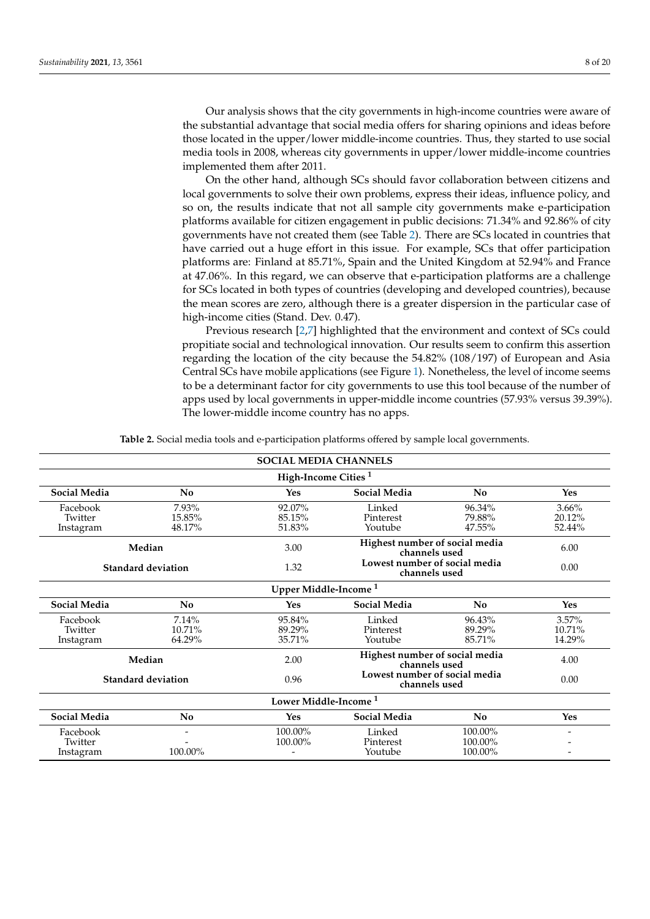Our analysis shows that the city governments in high-income countries were aware of the substantial advantage that social media offers for sharing opinions and ideas before those located in the upper/lower middle-income countries. Thus, they started to use social media tools in 2008, whereas city governments in upper/lower middle-income countries implemented them after 2011.

On the other hand, although SCs should favor collaboration between citizens and local governments to solve their own problems, express their ideas, influence policy, and so on, the results indicate that not all sample city governments make e-participation platforms available for citizen engagement in public decisions: 71.34% and 92.86% of city governments have not created them (see Table 2). There are SCs located in countries that have carried out a huge effort in this issue. For example, SCs that offer participation platforms are: Finland at 85.71%, Spain and the United Kingdom at 52.94% and France at 47.06%. In this regard, we can observe that e-participation platforms are a challenge for SCs located in both types of countries (developing and developed countries), because the mean scores are zero, although there is a greater dispersion in the particular case of high-income cities (Stand. Dev. 0.47).

Previous research [2,7] highlighted that the environment and context of SCs could propitiate social and technological innovation. Our results seem to confirm this assertion regarding the location of the city because the 54.82% (108/197) of European and Asia Central SCs have mobile applications (see Figure 1). Nonetheless, the level of income seems to be a determinant factor for city governments to use this tool because of the number of apps used by local governments in upper-middle income countries (57.93% versus 39.39%). The lower-middle income country has no apps.

**Table 2.** Social media tools and e-participation platforms offered by sample local governments.

| **SOCIAL MEDIA CHANNELS** | | | | | |
|---|---|---|---|---|---|
| **High-Income Cities [1]** | | | | | |
| **Social Media** | **No** | **Yes** | **Social Media** | **No** | **Yes** |
| Facebook | 7.93% | 92.07% | Linked | 96.34% | 3.66% |
| Twitter | 15.85% | 85.15% | Pinterest | 79.88% | 20.12% |
| Instagram | 48.17% | 51.83% | Youtube | 47.55% | 52.44% |
| **Median** | | 3.00 | **Highest number of social media channels used** | | 6.00 |
| **Standard deviation** | | 1.32 | **Lowest number of social media channels used** | | 0.00 |
| **Upper Middle-Income [1]** | | | | | |
| **Social Media** | **No** | **Yes** | **Social Media** | **No** | **Yes** |
| Facebook | 7.14% | 95.84% | Linked | 96.43% | 3.57% |
| Twitter | 10.71% | 89.29% | Pinterest | 89.29% | 10.71% |
| Instagram | 64.29% | 35.71% | Youtube | 85.71% | 14.29% |
| **Median** | | 2.00 | **Highest number of social media channels used** | | 4.00 |
| **Standard deviation** | | 0.96 | **Lowest number of social media channels used** | | 0.00 |
| **Lower Middle-Income [1]** | | | | | |
| **Social Media** | **No** | **Yes** | **Social Media** | **No** | **Yes** |
| Facebook | - | 100.00% | Linked | 100.00% | - |
| Twitter | - | 100.00% | Pinterest | 100.00% | - |
| Instagram | 100.00% | - | Youtube | 100.00% | - |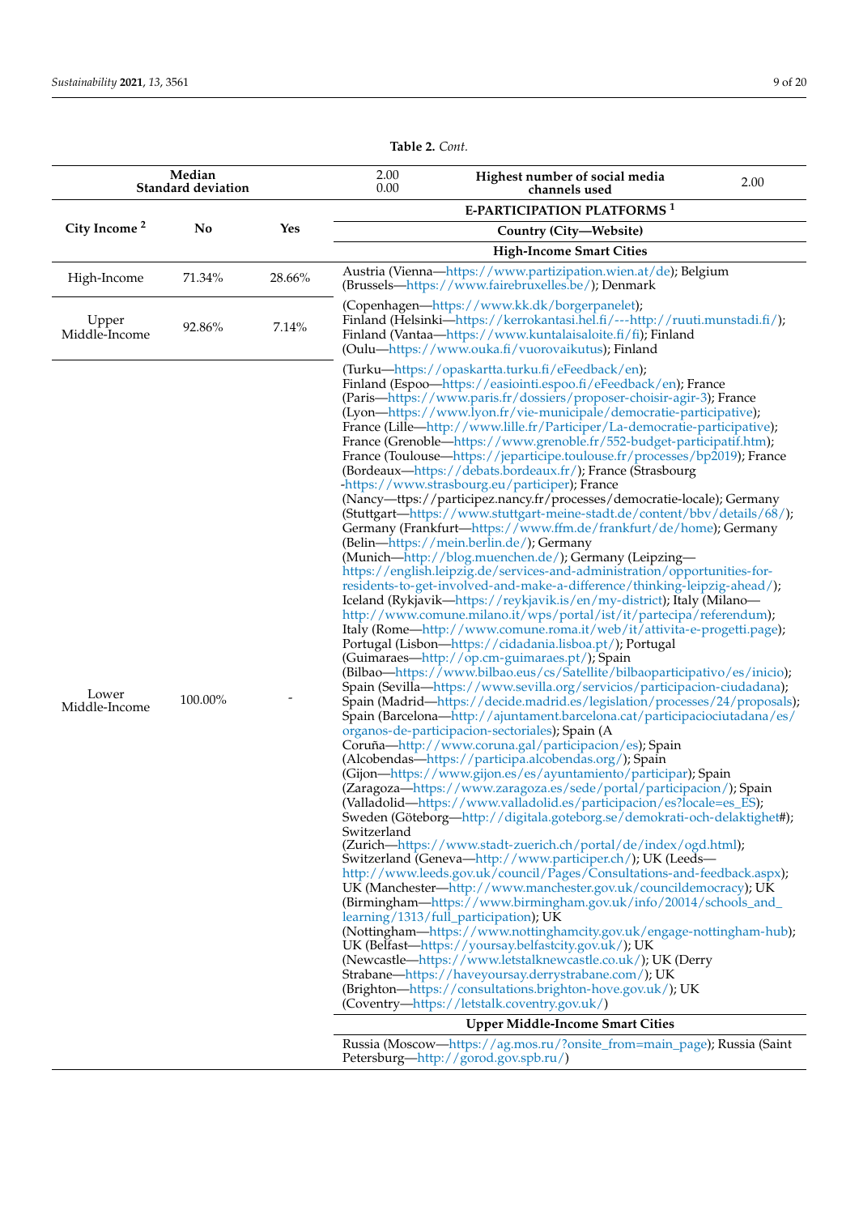**Table 2.** *Cont.*

| Median<br>Standard deviation | | | 2.00<br>0.00 | Highest number of social media channels used | 2.00 |
|---|---|---|---|---|---|

| City Income [2] | No | Yes | E-PARTICIPATION PLATFORMS [1] |
|---|---|---|---|
| | | | Country (City—Website) |
| | | | High-Income Smart Cities |
| High-Income | 71.34% | 28.66% | Austria (Vienna—https://www.partizipation.wien.at/de); Belgium (Brussels—https://www.fairebruxelles.be/); Denmark |
| Upper Middle-Income | 92.86% | 7.14% | (Copenhagen—https://www.kk.dk/borgerpanelet); Finland (Helsinki—https://kerrokantasi.hel.fi/---http://ruuti.munstadi.fi/); Finland (Vantaa—https://www.kuntalaisaloite.fi/fi); Finland (Oulu—https://www.ouka.fi/vuorovaikutus); Finland |
| Lower Middle-Income | 100.00% | - | (Turku—https://opaskartta.turku.fi/eFeedback/en); Finland (Espoo—https://easiointi.espoo.fi/eFeedback/en); France (Paris—https://www.paris.fr/dossiers/proposer-choisir-agir-3); France (Lyon—https://www.lyon.fr/vie-municipale/democratie-participative); France (Lille—http://www.lille.fr/Participer/La-democratie-participative); France (Grenoble—https://www.grenoble.fr/552-budget-participatif.htm); France (Toulouse—https://jeparticipe.toulouse.fr/processes/bp2019); France (Bordeaux—https://debats.bordeaux.fr/); France (Strasbourg -https://www.strasbourg.eu/participer); France (Nancy—ttps://participez.nancy.fr/processes/democratie-locale); Germany (Stuttgart—https://www.stuttgart-meine-stadt.de/content/bbv/details/68/); Germany (Frankfurt—https://www.ffm.de/frankfurt/de/home); Germany (Belin—https://mein.berlin.de/); Germany (Munich—http://blog.muenchen.de/); Germany (Leipzing—https://english.leipzig.de/services-and-administration/opportunities-for-residents-to-get-involved-and-make-a-difference/thinking-leipzig-ahead/); Iceland (Rykjavik—https://reykjavik.is/en/my-district); Italy (Milano—http://www.comune.milano.it/wps/portal/ist/it/partecipa/referendum); Italy (Rome—http://www.comune.roma.it/web/it/attivita-e-progetti.page); Portugal (Lisbon—https://cidadania.lisboa.pt/); Portugal (Guimaraes—http://op.cm-guimaraes.pt/); Spain (Bilbao—https://www.bilbao.eus/cs/Satellite/bilbaoparticipativo/es/inicio); Spain (Sevilla—https://www.sevilla.org/servicios/participacion-ciudadana); Spain (Madrid—https://decide.madrid.es/legislation/processes/24/proposals); Spain (Barcelona—http://ajuntament.barcelona.cat/participaciociutadana/es/organos-de-participacion-sectoriales); Spain (A Coruña—http://www.coruna.gal/participacion/es); Spain (Alcobendas—https://participa.alcobendas.org/); Spain (Gijon—https://www.gijon.es/es/ayuntamiento/participar); Spain (Zaragoza—https://www.zaragoza.es/sede/portal/participacion/); Spain (Valladolid—https://www.valladolid.es/participacion/es?locale=es_ES); Sweden (Göteborg—http://digitala.goteborg.se/demokrati-och-delaktighet#); Switzerland (Zurich—https://www.stadt-zuerich.ch/portal/de/index/ogd.html); Switzerland (Geneva—http://www.participer.ch/); UK (Leeds—http://www.leeds.gov.uk/council/Pages/Consultations-and-feedback.aspx); UK (Manchester—http://www.manchester.gov.uk/councildemocracy); UK (Birmingham—https://www.birmingham.gov.uk/info/20014/schools_and_learning/1313/full_participation); UK (Nottingham—https://www.nottinghamcity.gov.uk/engage-nottingham-hub); UK (Belfast—https://yoursay.belfastcity.gov.uk/); UK (Newcastle—https://www.letstalknewcastle.co.uk/); UK (Derry Strabane—https://haveyoursay.derrystrabane.com/); UK (Brighton—https://consultations.brighton-hove.gov.uk/); UK (Coventry—https://letstalk.coventry.gov.uk/) |
| | | | Upper Middle-Income Smart Cities |
| | | | Russia (Moscow—https://ag.mos.ru/?onsite_from=main_page); Russia (Saint Petersburg—http://gorod.gov.spb.ru/) |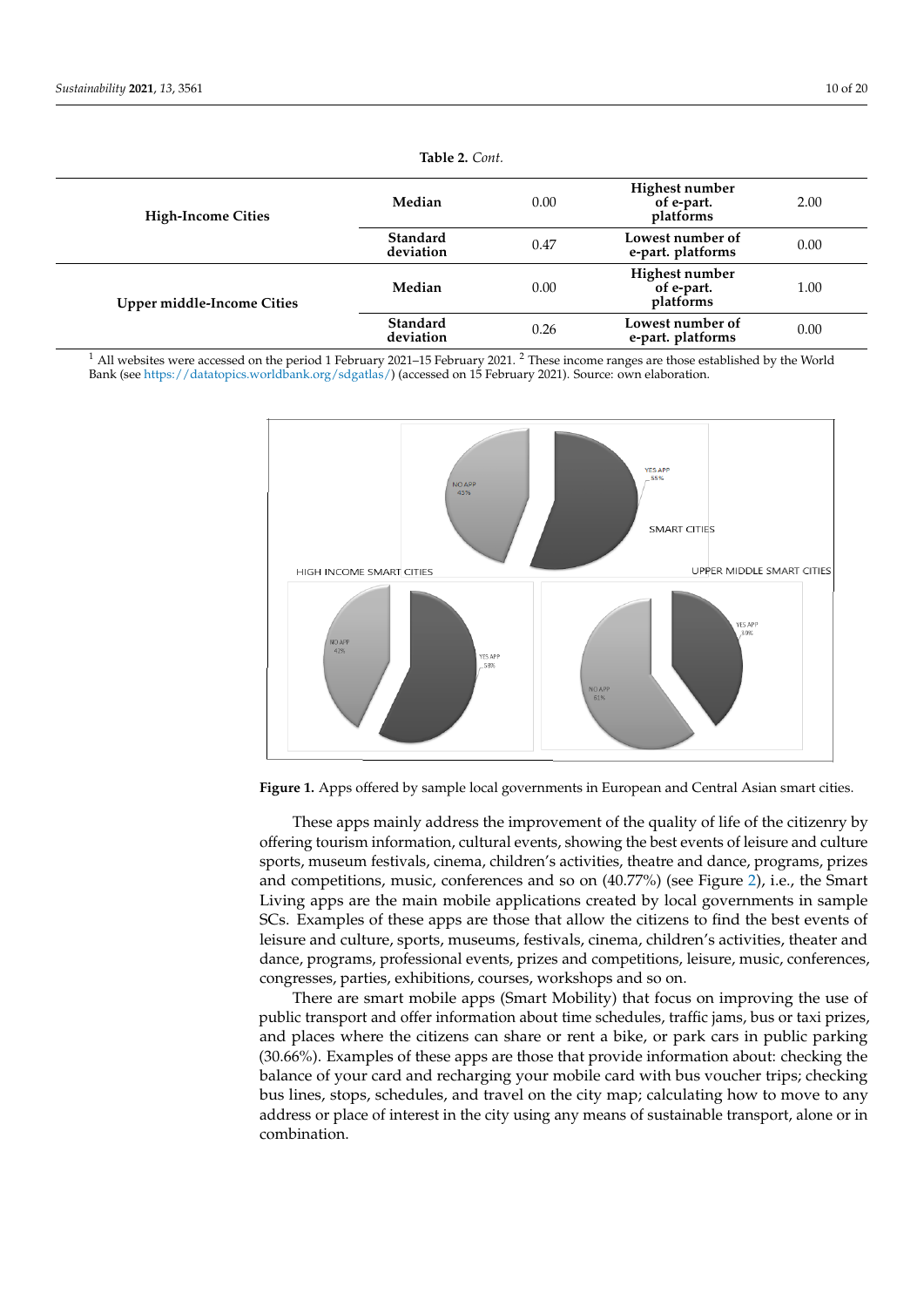**Table 2.** *Cont.*

| | | | | |
|---|---|---|---|---|
| **High-Income Cities** | **Median** | 0.00 | **Highest number of e-part. platforms** | 2.00 |
| | **Standard deviation** | 0.47 | **Lowest number of e-part. platforms** | 0.00 |
| **Upper middle-Income Cities** | **Median** | 0.00 | **Highest number of e-part. platforms** | 1.00 |
| | **Standard deviation** | 0.26 | **Lowest number of e-part. platforms** | 0.00 |

[1] All websites were accessed on the period 1 February 2021–15 February 2021. [2] These income ranges are those established by the World Bank (see https://datatopics.worldbank.org/sdgatlas/) (accessed on 15 February 2021). Source: own elaboration.

**Figure 1.** Apps offered by sample local governments in European and Central Asian smart cities.

These apps mainly address the improvement of the quality of life of the citizenry by offering tourism information, cultural events, showing the best events of leisure and culture sports, museum festivals, cinema, children's activities, theatre and dance, programs, prizes and competitions, music, conferences and so on (40.77%) (see Figure 2), i.e., the Smart Living apps are the main mobile applications created by local governments in sample SCs. Examples of these apps are those that allow the citizens to find the best events of leisure and culture, sports, museums, festivals, cinema, children's activities, theater and dance, programs, professional events, prizes and competitions, leisure, music, conferences, congresses, parties, exhibitions, courses, workshops and so on.

There are smart mobile apps (Smart Mobility) that focus on improving the use of public transport and offer information about time schedules, traffic jams, bus or taxi prizes, and places where the citizens can share or rent a bike, or park cars in public parking (30.66%). Examples of these apps are those that provide information about: checking the balance of your card and recharging your mobile card with bus voucher trips; checking bus lines, stops, schedules, and travel on the city map; calculating how to move to any address or place of interest in the city using any means of sustainable transport, alone or in combination.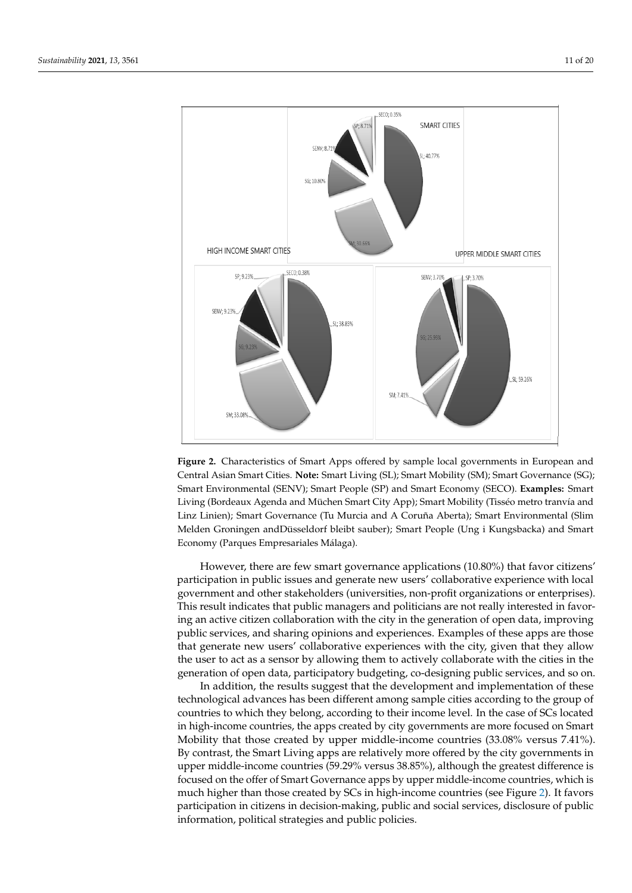**Figure 2.** Characteristics of Smart Apps offered by sample local governments in European and Central Asian Smart Cities. **Note:** Smart Living (SL); Smart Mobility (SM); Smart Governance (SG); Smart Environmental (SENV); Smart People (SP) and Smart Economy (SECO). **Examples:** Smart Living (Bordeaux Agenda and Müchen Smart City App); Smart Mobility (Tisséo metro tranvía and Linz Linien); Smart Governance (Tu Murcia and A Coruña Aberta); Smart Environmental (Slim Melden Groningen andDüsseldorf bleibt sauber); Smart People (Ung i Kungsbacka) and Smart Economy (Parques Empresariales Málaga).

However, there are few smart governance applications (10.80%) that favor citizens' participation in public issues and generate new users' collaborative experience with local government and other stakeholders (universities, non-profit organizations or enterprises). This result indicates that public managers and politicians are not really interested in favoring an active citizen collaboration with the city in the generation of open data, improving public services, and sharing opinions and experiences. Examples of these apps are those that generate new users' collaborative experiences with the city, given that they allow the user to act as a sensor by allowing them to actively collaborate with the cities in the generation of open data, participatory budgeting, co-designing public services, and so on.

In addition, the results suggest that the development and implementation of these technological advances has been different among sample cities according to the group of countries to which they belong, according to their income level. In the case of SCs located in high-income countries, the apps created by city governments are more focused on Smart Mobility that those created by upper middle-income countries (33.08% versus 7.41%). By contrast, the Smart Living apps are relatively more offered by the city governments in upper middle-income countries (59.29% versus 38.85%), although the greatest difference is focused on the offer of Smart Governance apps by upper middle-income countries, which is much higher than those created by SCs in high-income countries (see Figure 2). It favors participation in citizens in decision-making, public and social services, disclosure of public information, political strategies and public policies.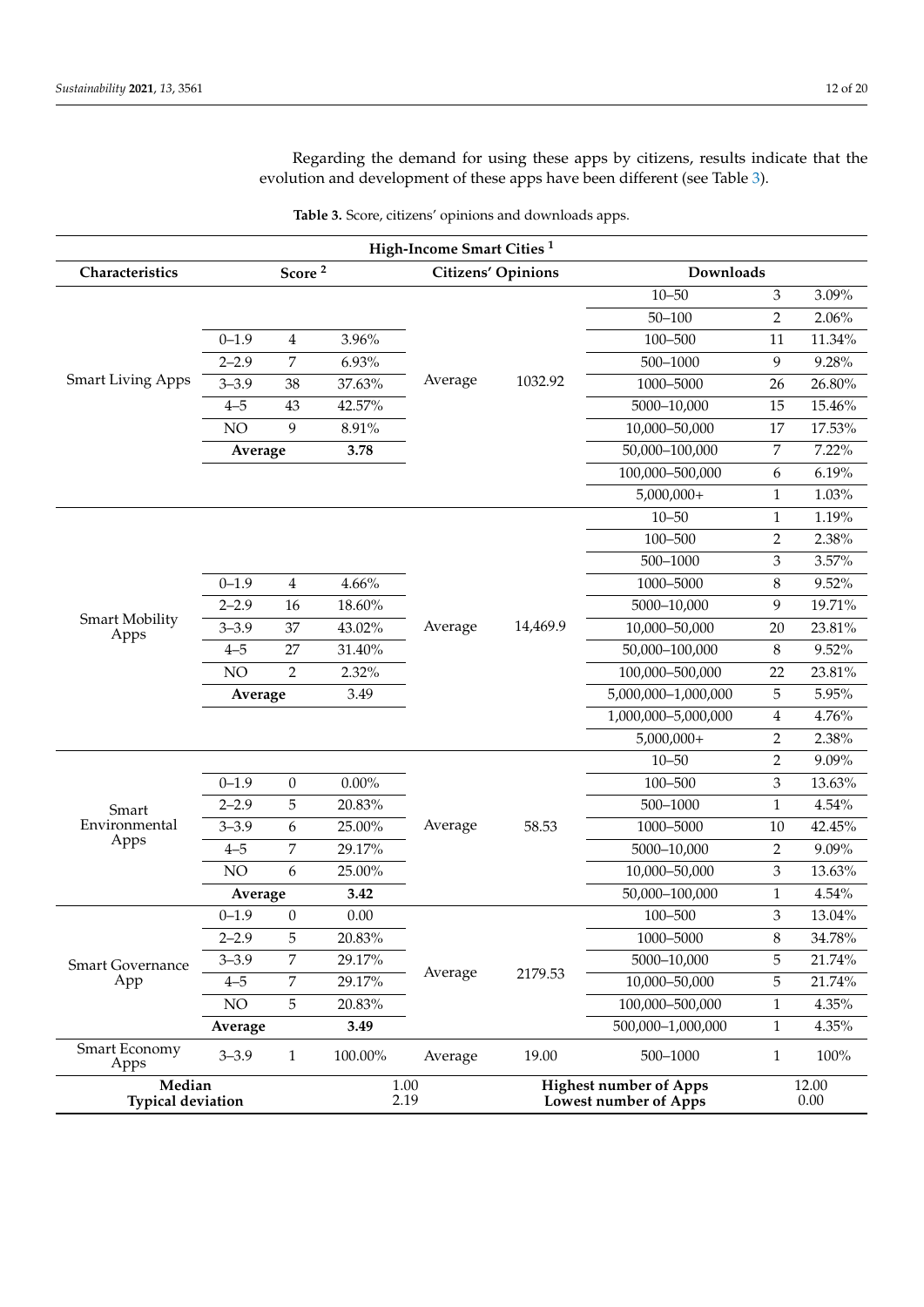Regarding the demand for using these apps by citizens, results indicate that the evolution and development of these apps have been different (see Table 3).

**Table 3.** Score, citizens' opinions and downloads apps.

| High-Income Smart Cities [1] | | | | | | | | |
|---|---|---|---|---|---|---|---|---|
| **Characteristics** | **Score [2]** | | | **Citizens' Opinions** | | **Downloads** | | |
| Smart Living Apps | | | | Average | 1032.92 | 10–50 | 3 | 3.09% |
| | | | | | | 50–100 | 2 | 2.06% |
| | 0–1.9 | 4 | 3.96% | | | 100–500 | 11 | 11.34% |
| | 2–2.9 | 7 | 6.93% | | | 500–1000 | 9 | 9.28% |
| | 3–3.9 | 38 | 37.63% | | | 1000–5000 | 26 | 26.80% |
| | 4–5 | 43 | 42.57% | | | 5000–10,000 | 15 | 15.46% |
| | NO | 9 | 8.91% | | | 10,000–50,000 | 17 | 17.53% |
| | **Average** | | **3.78** | | | 50,000–100,000 | 7 | 7.22% |
| | | | | | | 100,000–500,000 | 6 | 6.19% |
| | | | | | | 5,000,000+ | 1 | 1.03% |
| Smart Mobility Apps | | | | Average | 14,469.9 | 10–50 | 1 | 1.19% |
| | | | | | | 100–500 | 2 | 2.38% |
| | | | | | | 500–1000 | 3 | 3.57% |
| | 0–1.9 | 4 | 4.66% | | | 1000–5000 | 8 | 9.52% |
| | 2–2.9 | 16 | 18.60% | | | 5000–10,000 | 9 | 19.71% |
| | 3–3.9 | 37 | 43.02% | | | 10,000–50,000 | 20 | 23.81% |
| | 4–5 | 27 | 31.40% | | | 50,000–100,000 | 8 | 9.52% |
| | NO | 2 | 2.32% | | | 100,000–500,000 | 22 | 23.81% |
| | **Average** | | 3.49 | | | 5,000,000–1,000,000 | 5 | 5.95% |
| | | | | | | 1,000,000–5,000,000 | 4 | 4.76% |
| | | | | | | 5,000,000+ | 2 | 2.38% |
| Smart Environmental Apps | | | | Average | 58.53 | 10–50 | 2 | 9.09% |
| | 0–1.9 | 0 | 0.00% | | | 100–500 | 3 | 13.63% |
| | 2–2.9 | 5 | 20.83% | | | 500–1000 | 1 | 4.54% |
| | 3–3.9 | 6 | 25.00% | | | 1000–5000 | 10 | 42.45% |
| | 4–5 | 7 | 29.17% | | | 5000–10,000 | 2 | 9.09% |
| | NO | 6 | 25.00% | | | 10,000–50,000 | 3 | 13.63% |
| | **Average** | | **3.42** | | | 50,000–100,000 | 1 | 4.54% |
| Smart Governance App | 0–1.9 | 0 | 0.00 | Average | 2179.53 | 100–500 | 3 | 13.04% |
| | 2–2.9 | 5 | 20.83% | | | 1000–5000 | 8 | 34.78% |
| | 3–3.9 | 7 | 29.17% | | | 5000–10,000 | 5 | 21.74% |
| | 4–5 | 7 | 29.17% | | | 10,000–50,000 | 5 | 21.74% |
| | NO | 5 | 20.83% | | | 100,000–500,000 | 1 | 4.35% |
| | **Average** | | **3.49** | | | 500,000–1,000,000 | 1 | 4.35% |
| Smart Economy Apps | 3–3.9 | 1 | 100.00% | Average | 19.00 | 500–1000 | 1 | 100% |
| **Median** | | | 1.00 | | | **Highest number of Apps** | | 12.00 |
| **Typical deviation** | | | 2.19 | | | **Lowest number of Apps** | | 0.00 |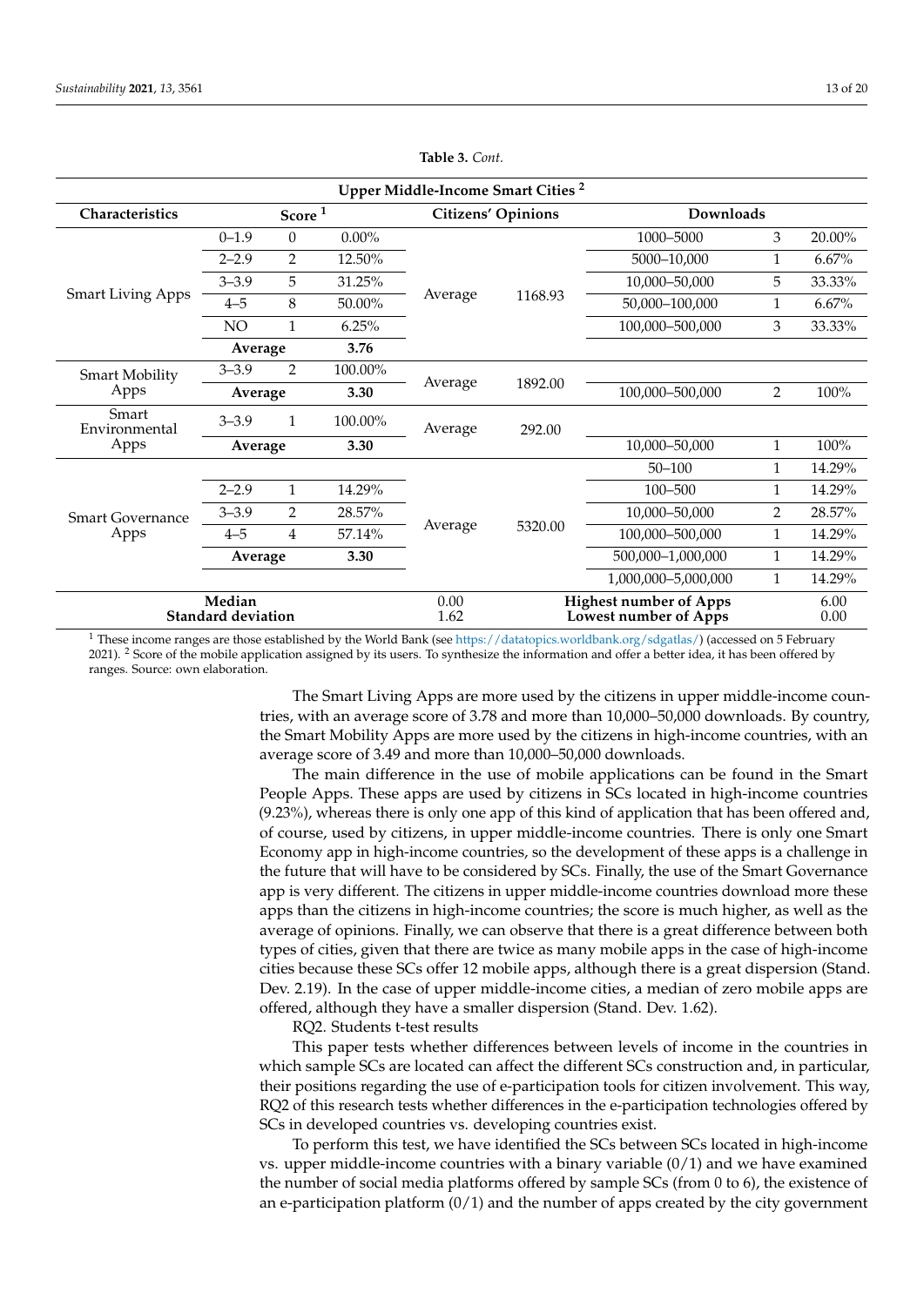**Table 3.** *Cont.*

| Upper Middle-Income Smart Cities [2] | | | | | | | | |
|---|---|---|---|---|---|---|---|---|
| **Characteristics** | **Score [1]** | | | **Citizens' Opinions** | | **Downloads** | | |
| Smart Living Apps | 0–1.9 | 0 | 0.00% | Average | 1168.93 | 1000–5000 | 3 | 20.00% |
| | 2–2.9 | 2 | 12.50% | | | 5000–10,000 | 1 | 6.67% |
| | 3–3.9 | 5 | 31.25% | | | 10,000–50,000 | 5 | 33.33% |
| | 4–5 | 8 | 50.00% | | | 50,000–100,000 | 1 | 6.67% |
| | NO | 1 | 6.25% | | | 100,000–500,000 | 3 | 33.33% |
| | **Average** | | **3.76** | | | | | |
| Smart Mobility Apps | 3–3.9 | 2 | 100.00% | Average | 1892.00 | | | |
| | **Average** | | **3.30** | | | 100,000–500,000 | 2 | 100% |
| Smart Environmental Apps | 3–3.9 | 1 | 100.00% | Average | 292.00 | | | |
| | **Average** | | **3.30** | | | 10,000–50,000 | 1 | 100% |
| Smart Governance Apps | | | | Average | 5320.00 | 50–100 | 1 | 14.29% |
| | 2–2.9 | 1 | 14.29% | | | 100–500 | 1 | 14.29% |
| | 3–3.9 | 2 | 28.57% | | | 10,000–50,000 | 2 | 28.57% |
| | 4–5 | 4 | 57.14% | | | 100,000–500,000 | 1 | 14.29% |
| | **Average** | | **3.30** | | | 500,000–1,000,000 | 1 | 14.29% |
| | | | | | | 1,000,000–5,000,000 | 1 | 14.29% |
| **Median** | | | | 0.00 | | **Highest number of Apps** | | 6.00 |
| **Standard deviation** | | | | 1.62 | | **Lowest number of Apps** | | 0.00 |

[1] These income ranges are those established by the World Bank (see https://datatopics.worldbank.org/sdgatlas/) (accessed on 5 February 2021). [2] Score of the mobile application assigned by its users. To synthesize the information and offer a better idea, it has been offered by ranges. Source: own elaboration.

The Smart Living Apps are more used by the citizens in upper middle-income countries, with an average score of 3.78 and more than 10,000–50,000 downloads. By country, the Smart Mobility Apps are more used by the citizens in high-income countries, with an average score of 3.49 and more than 10,000–50,000 downloads.

The main difference in the use of mobile applications can be found in the Smart People Apps. These apps are used by citizens in SCs located in high-income countries (9.23%), whereas there is only one app of this kind of application that has been offered and, of course, used by citizens, in upper middle-income countries. There is only one Smart Economy app in high-income countries, so the development of these apps is a challenge in the future that will have to be considered by SCs. Finally, the use of the Smart Governance app is very different. The citizens in upper middle-income countries download more these apps than the citizens in high-income countries; the score is much higher, as well as the average of opinions. Finally, we can observe that there is a great difference between both types of cities, given that there are twice as many mobile apps in the case of high-income cities because these SCs offer 12 mobile apps, although there is a great dispersion (Stand. Dev. 2.19). In the case of upper middle-income cities, a median of zero mobile apps are offered, although they have a smaller dispersion (Stand. Dev. 1.62).

RQ2. Students t-test results

This paper tests whether differences between levels of income in the countries in which sample SCs are located can affect the different SCs construction and, in particular, their positions regarding the use of e-participation tools for citizen involvement. This way, RQ2 of this research tests whether differences in the e-participation technologies offered by SCs in developed countries vs. developing countries exist.

To perform this test, we have identified the SCs between SCs located in high-income vs. upper middle-income countries with a binary variable (0/1) and we have examined the number of social media platforms offered by sample SCs (from 0 to 6), the existence of an e-participation platform (0/1) and the number of apps created by the city government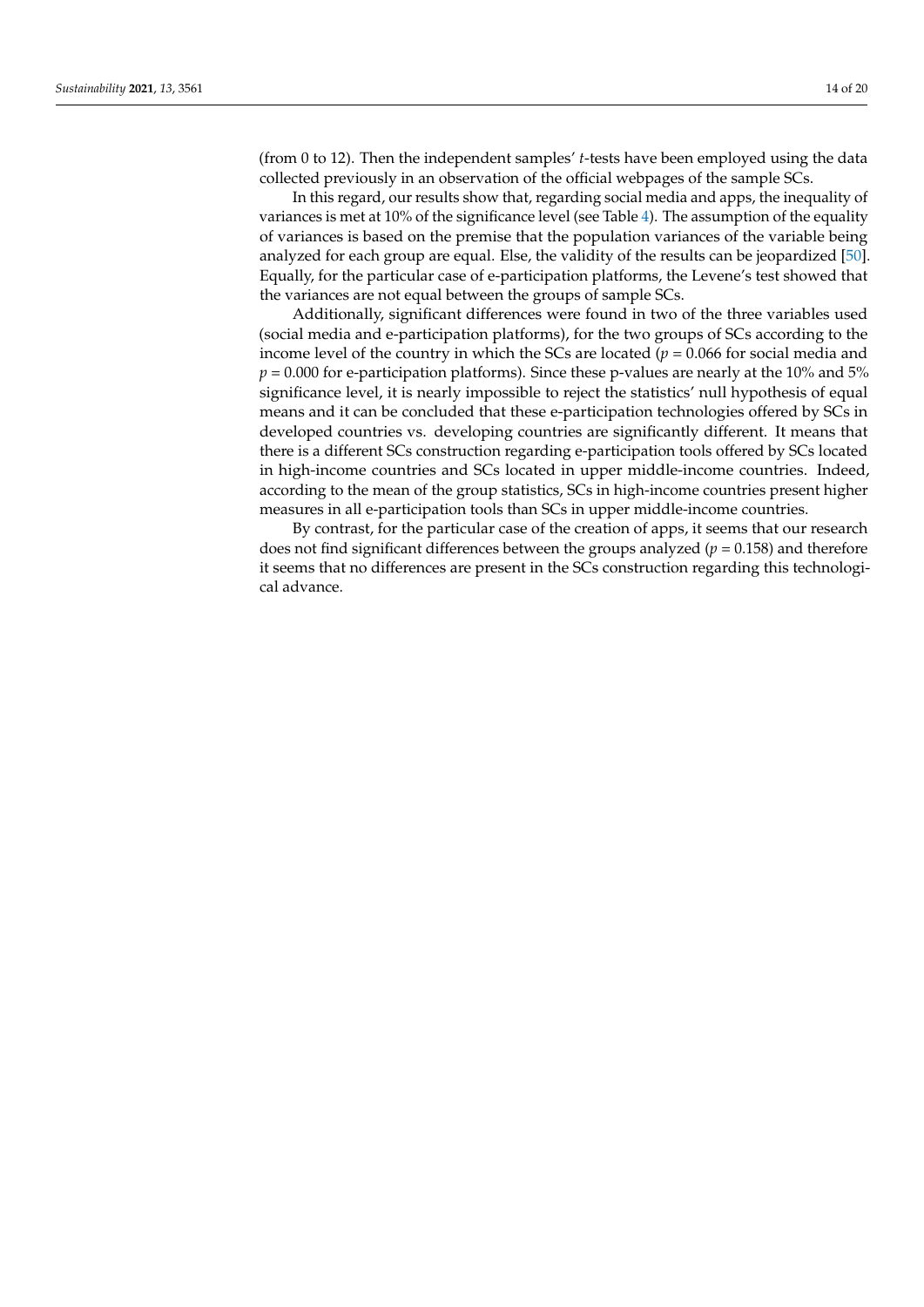(from 0 to 12). Then the independent samples' *t*-tests have been employed using the data collected previously in an observation of the official webpages of the sample SCs.

In this regard, our results show that, regarding social media and apps, the inequality of variances is met at 10% of the significance level (see Table 4). The assumption of the equality of variances is based on the premise that the population variances of the variable being analyzed for each group are equal. Else, the validity of the results can be jeopardized [50]. Equally, for the particular case of e-participation platforms, the Levene's test showed that the variances are not equal between the groups of sample SCs.

Additionally, significant differences were found in two of the three variables used (social media and e-participation platforms), for the two groups of SCs according to the income level of the country in which the SCs are located ($p = 0.066$ for social media and $p = 0.000$ for e-participation platforms). Since these p-values are nearly at the 10% and 5% significance level, it is nearly impossible to reject the statistics' null hypothesis of equal means and it can be concluded that these e-participation technologies offered by SCs in developed countries vs. developing countries are significantly different. It means that there is a different SCs construction regarding e-participation tools offered by SCs located in high-income countries and SCs located in upper middle-income countries. Indeed, according to the mean of the group statistics, SCs in high-income countries present higher measures in all e-participation tools than SCs in upper middle-income countries.

By contrast, for the particular case of the creation of apps, it seems that our research does not find significant differences between the groups analyzed ($p = 0.158$) and therefore it seems that no differences are present in the SCs construction regarding this technological advance.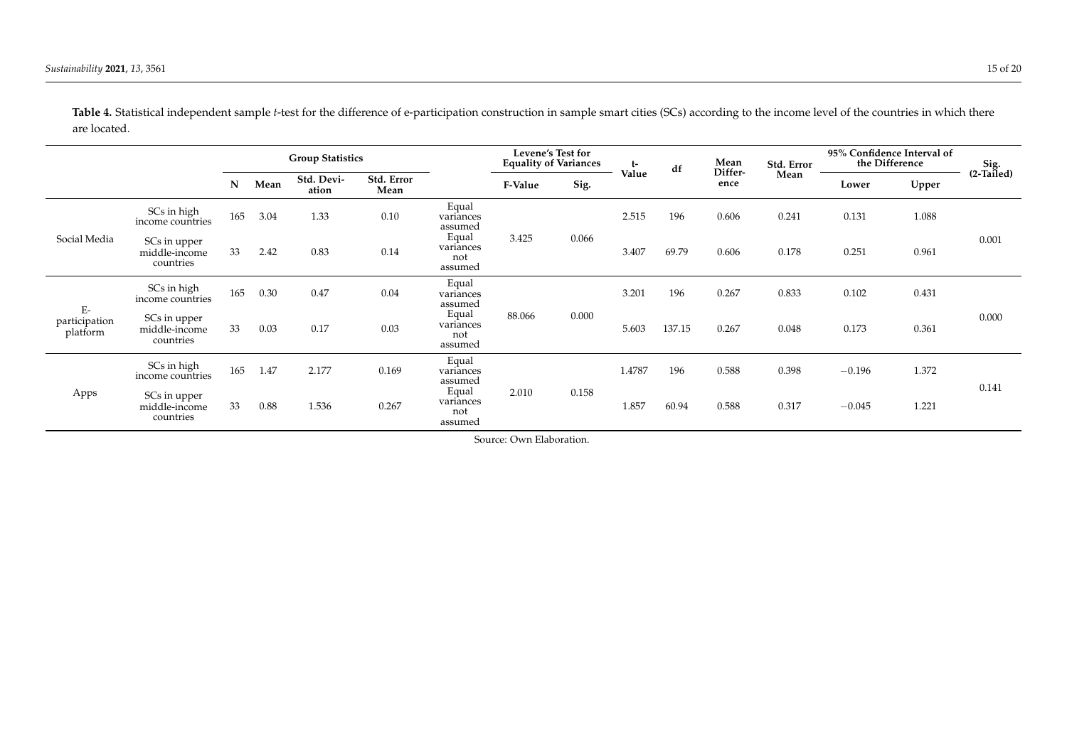**Table 4.** Statistical independent sample *t*-test for the difference of e-participation construction in sample smart cities (SCs) according to the income level of the countries in which there are located.

| | | Group Statistics | | | | | Levene's Test for Equality of Variances | | t-Value | df | Mean Difference | Std. Error Mean | 95% Confidence Interval of the Difference | | Sig. (2-Tailed) |
|---|---|---|---|---|---|---|---|---|---|---|---|---|---|---|---|
| | | N | Mean | Std. Deviation | Std. Error Mean | | F-Value | Sig. | | | | | Lower | Upper | |
| Social Media | SCs in high income countries | 165 | 3.04 | 1.33 | 0.10 | Equal variances assumed | 3.425 | 0.066 | 2.515 | 196 | 0.606 | 0.241 | 0.131 | 1.088 | 0.001 |
| | SCs in upper middle-income countries | 33 | 2.42 | 0.83 | 0.14 | Equal variances not assumed | | | 3.407 | 69.79 | 0.606 | 0.178 | 0.251 | 0.961 | |
| E-participation platform | SCs in high income countries | 165 | 0.30 | 0.47 | 0.04 | Equal variances assumed | 88.066 | 0.000 | 3.201 | 196 | 0.267 | 0.833 | 0.102 | 0.431 | 0.000 |
| | SCs in upper middle-income countries | 33 | 0.03 | 0.17 | 0.03 | Equal variances not assumed | | | 5.603 | 137.15 | 0.267 | 0.048 | 0.173 | 0.361 | |
| Apps | SCs in high income countries | 165 | 1.47 | 2.177 | 0.169 | Equal variances assumed | 2.010 | 0.158 | 1.4787 | 196 | 0.588 | 0.398 | −0.196 | 1.372 | 0.141 |
| | SCs in upper middle-income countries | 33 | 0.88 | 1.536 | 0.267 | Equal variances not assumed | | | 1.857 | 60.94 | 0.588 | 0.317 | −0.045 | 1.221 | |

Source: Own Elaboration.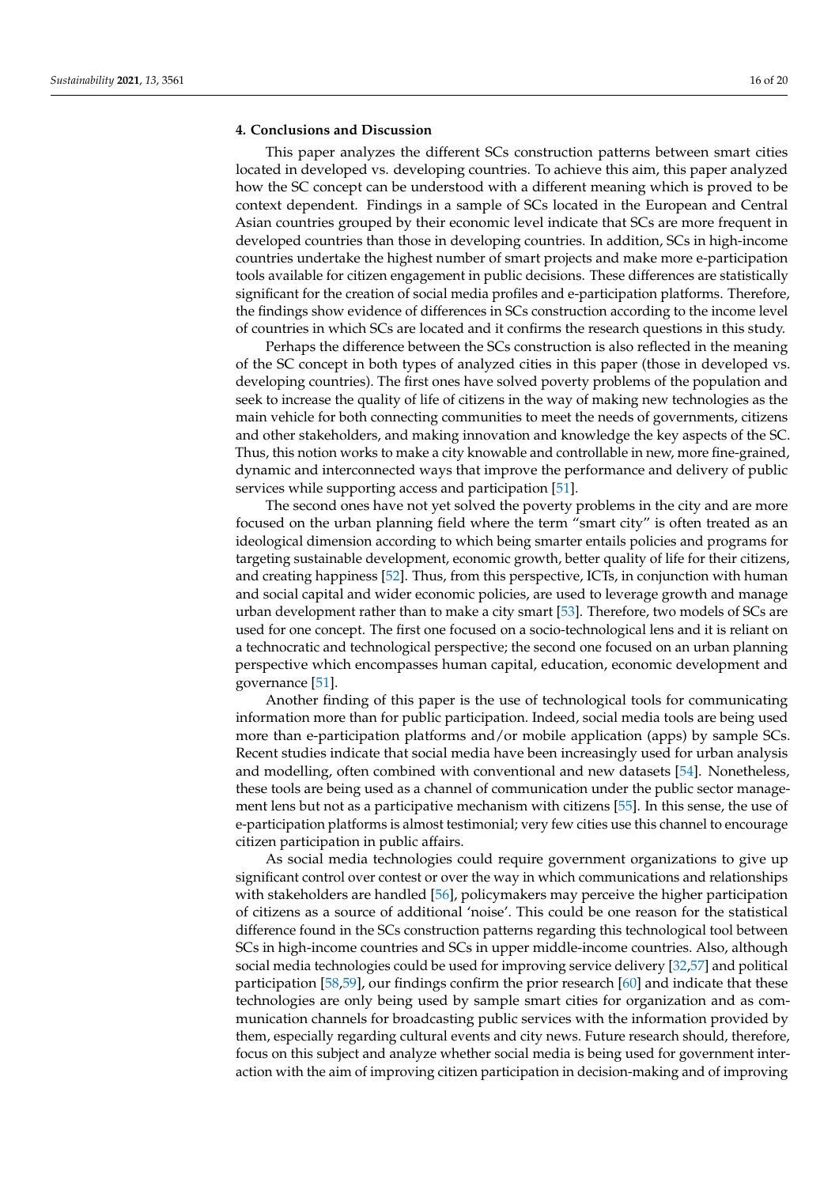## 4. Conclusions and Discussion

This paper analyzes the different SCs construction patterns between smart cities located in developed vs. developing countries. To achieve this aim, this paper analyzed how the SC concept can be understood with a different meaning which is proved to be context dependent. Findings in a sample of SCs located in the European and Central Asian countries grouped by their economic level indicate that SCs are more frequent in developed countries than those in developing countries. In addition, SCs in high-income countries undertake the highest number of smart projects and make more e-participation tools available for citizen engagement in public decisions. These differences are statistically significant for the creation of social media profiles and e-participation platforms. Therefore, the findings show evidence of differences in SCs construction according to the income level of countries in which SCs are located and it confirms the research questions in this study.

Perhaps the difference between the SCs construction is also reflected in the meaning of the SC concept in both types of analyzed cities in this paper (those in developed vs. developing countries). The first ones have solved poverty problems of the population and seek to increase the quality of life of citizens in the way of making new technologies as the main vehicle for both connecting communities to meet the needs of governments, citizens and other stakeholders, and making innovation and knowledge the key aspects of the SC. Thus, this notion works to make a city knowable and controllable in new, more fine-grained, dynamic and interconnected ways that improve the performance and delivery of public services while supporting access and participation [51].

The second ones have not yet solved the poverty problems in the city and are more focused on the urban planning field where the term "smart city" is often treated as an ideological dimension according to which being smarter entails policies and programs for targeting sustainable development, economic growth, better quality of life for their citizens, and creating happiness [52]. Thus, from this perspective, ICTs, in conjunction with human and social capital and wider economic policies, are used to leverage growth and manage urban development rather than to make a city smart [53]. Therefore, two models of SCs are used for one concept. The first one focused on a socio-technological lens and it is reliant on a technocratic and technological perspective; the second one focused on an urban planning perspective which encompasses human capital, education, economic development and governance [51].

Another finding of this paper is the use of technological tools for communicating information more than for public participation. Indeed, social media tools are being used more than e-participation platforms and/or mobile application (apps) by sample SCs. Recent studies indicate that social media have been increasingly used for urban analysis and modelling, often combined with conventional and new datasets [54]. Nonetheless, these tools are being used as a channel of communication under the public sector management lens but not as a participative mechanism with citizens [55]. In this sense, the use of e-participation platforms is almost testimonial; very few cities use this channel to encourage citizen participation in public affairs.

As social media technologies could require government organizations to give up significant control over contest or over the way in which communications and relationships with stakeholders are handled [56], policymakers may perceive the higher participation of citizens as a source of additional 'noise'. This could be one reason for the statistical difference found in the SCs construction patterns regarding this technological tool between SCs in high-income countries and SCs in upper middle-income countries. Also, although social media technologies could be used for improving service delivery [32,57] and political participation [58,59], our findings confirm the prior research [60] and indicate that these technologies are only being used by sample smart cities for organization and as communication channels for broadcasting public services with the information provided by them, especially regarding cultural events and city news. Future research should, therefore, focus on this subject and analyze whether social media is being used for government interaction with the aim of improving citizen participation in decision-making and of improving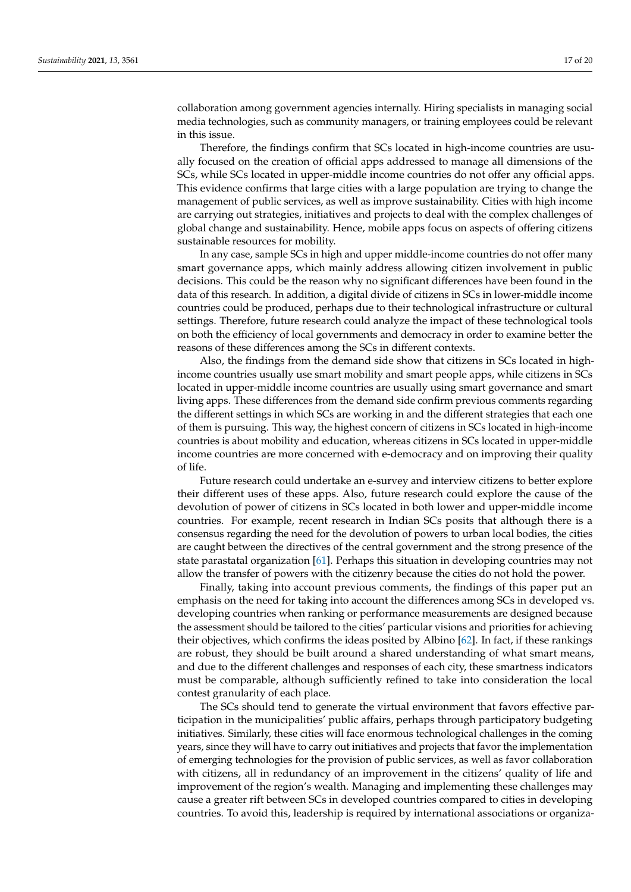collaboration among government agencies internally. Hiring specialists in managing social media technologies, such as community managers, or training employees could be relevant in this issue.

Therefore, the findings confirm that SCs located in high-income countries are usually focused on the creation of official apps addressed to manage all dimensions of the SCs, while SCs located in upper-middle income countries do not offer any official apps. This evidence confirms that large cities with a large population are trying to change the management of public services, as well as improve sustainability. Cities with high income are carrying out strategies, initiatives and projects to deal with the complex challenges of global change and sustainability. Hence, mobile apps focus on aspects of offering citizens sustainable resources for mobility.

In any case, sample SCs in high and upper middle-income countries do not offer many smart governance apps, which mainly address allowing citizen involvement in public decisions. This could be the reason why no significant differences have been found in the data of this research. In addition, a digital divide of citizens in SCs in lower-middle income countries could be produced, perhaps due to their technological infrastructure or cultural settings. Therefore, future research could analyze the impact of these technological tools on both the efficiency of local governments and democracy in order to examine better the reasons of these differences among the SCs in different contexts.

Also, the findings from the demand side show that citizens in SCs located in high-income countries usually use smart mobility and smart people apps, while citizens in SCs located in upper-middle income countries are usually using smart governance and smart living apps. These differences from the demand side confirm previous comments regarding the different settings in which SCs are working in and the different strategies that each one of them is pursuing. This way, the highest concern of citizens in SCs located in high-income countries is about mobility and education, whereas citizens in SCs located in upper-middle income countries are more concerned with e-democracy and on improving their quality of life.

Future research could undertake an e-survey and interview citizens to better explore their different uses of these apps. Also, future research could explore the cause of the devolution of power of citizens in SCs located in both lower and upper-middle income countries. For example, recent research in Indian SCs posits that although there is a consensus regarding the need for the devolution of powers to urban local bodies, the cities are caught between the directives of the central government and the strong presence of the state parastatal organization [61]. Perhaps this situation in developing countries may not allow the transfer of powers with the citizenry because the cities do not hold the power.

Finally, taking into account previous comments, the findings of this paper put an emphasis on the need for taking into account the differences among SCs in developed vs. developing countries when ranking or performance measurements are designed because the assessment should be tailored to the cities' particular visions and priorities for achieving their objectives, which confirms the ideas posited by Albino [62]. In fact, if these rankings are robust, they should be built around a shared understanding of what smart means, and due to the different challenges and responses of each city, these smartness indicators must be comparable, although sufficiently refined to take into consideration the local contest granularity of each place.

The SCs should tend to generate the virtual environment that favors effective participation in the municipalities' public affairs, perhaps through participatory budgeting initiatives. Similarly, these cities will face enormous technological challenges in the coming years, since they will have to carry out initiatives and projects that favor the implementation of emerging technologies for the provision of public services, as well as favor collaboration with citizens, all in redundancy of an improvement in the citizens' quality of life and improvement of the region's wealth. Managing and implementing these challenges may cause a greater rift between SCs in developed countries compared to cities in developing countries. To avoid this, leadership is required by international associations or organiza-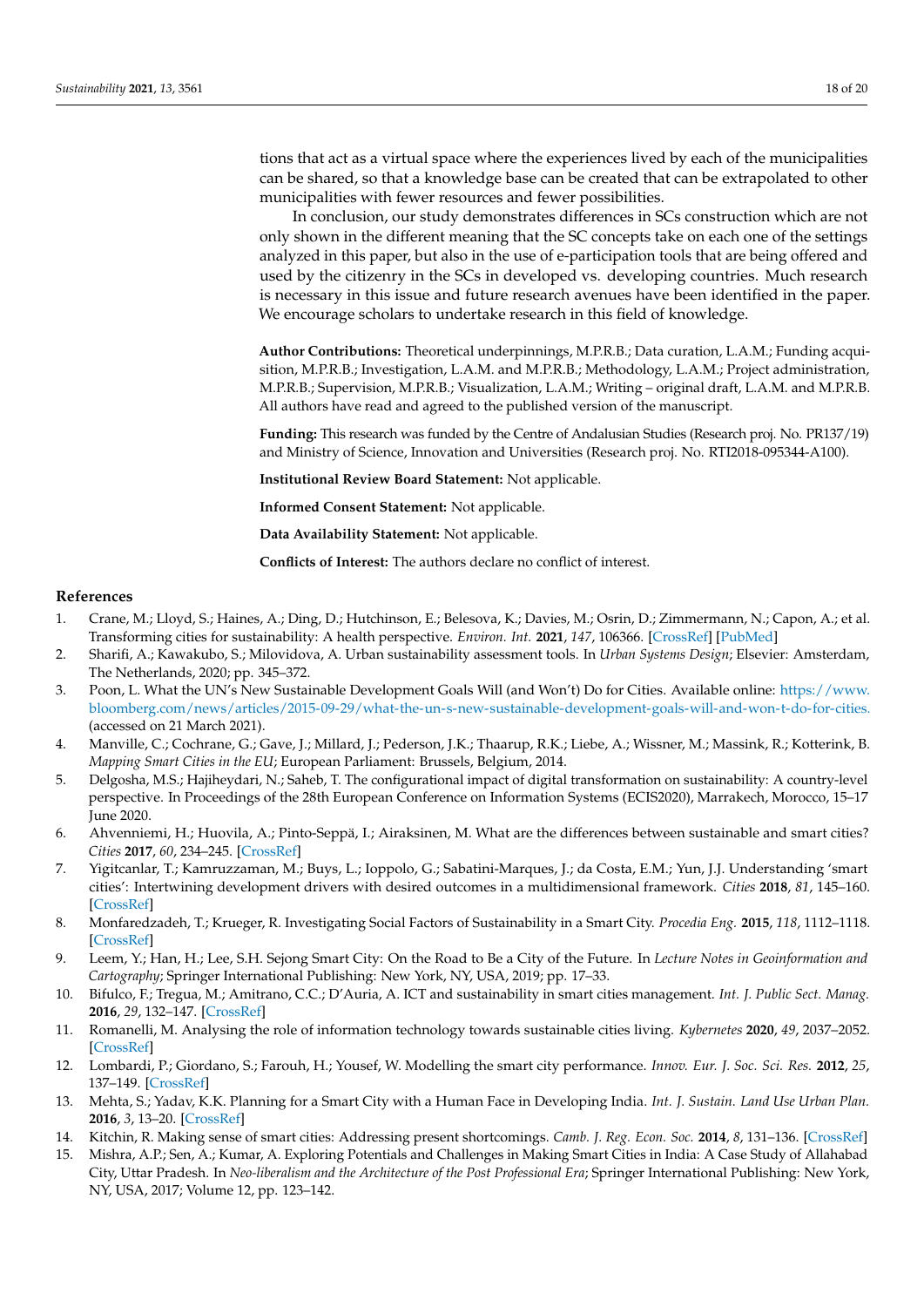tions that act as a virtual space where the experiences lived by each of the municipalities can be shared, so that a knowledge base can be created that can be extrapolated to other municipalities with fewer resources and fewer possibilities.

In conclusion, our study demonstrates differences in SCs construction which are not only shown in the different meaning that the SC concepts take on each one of the settings analyzed in this paper, but also in the use of e-participation tools that are being offered and used by the citizenry in the SCs in developed vs. developing countries. Much research is necessary in this issue and future research avenues have been identified in the paper. We encourage scholars to undertake research in this field of knowledge.

**Author Contributions:** Theoretical underpinnings, M.P.R.B.; Data curation, L.A.M.; Funding acquisition, M.P.R.B.; Investigation, L.A.M. and M.P.R.B.; Methodology, L.A.M.; Project administration, M.P.R.B.; Supervision, M.P.R.B.; Visualization, L.A.M.; Writing – original draft, L.A.M. and M.P.R.B. All authors have read and agreed to the published version of the manuscript.

**Funding:** This research was funded by the Centre of Andalusian Studies (Research proj. No. PR137/19) and Ministry of Science, Innovation and Universities (Research proj. No. RTI2018-095344-A100).

**Institutional Review Board Statement:** Not applicable.

**Informed Consent Statement:** Not applicable.

**Data Availability Statement:** Not applicable.

**Conflicts of Interest:** The authors declare no conflict of interest.

## References

1. Crane, M.; Lloyd, S.; Haines, A.; Ding, D.; Hutchinson, E.; Belesova, K.; Davies, M.; Osrin, D.; Zimmermann, N.; Capon, A.; et al. Transforming cities for sustainability: A health perspective. *Environ. Int.* **2021**, *147*, 106366. [CrossRef] [PubMed]
2. Sharifi, A.; Kawakubo, S.; Milovidova, A. Urban sustainability assessment tools. In *Urban Systems Design*; Elsevier: Amsterdam, The Netherlands, 2020; pp. 345–372.
3. Poon, L. What the UN's New Sustainable Development Goals Will (and Won't) Do for Cities. Available online: https://www.bloomberg.com/news/articles/2015-09-29/what-the-un-s-new-sustainable-development-goals-will-and-won-t-do-for-cities. (accessed on 21 March 2021).
4. Manville, C.; Cochrane, G.; Gave, J.; Millard, J.; Pederson, J.K.; Thaarup, R.K.; Liebe, A.; Wissner, M.; Massink, R.; Kotterink, B. *Mapping Smart Cities in the EU*; European Parliament: Brussels, Belgium, 2014.
5. Delgosha, M.S.; Hajiheydari, N.; Saheb, T. The configurational impact of digital transformation on sustainability: A country-level perspective. In Proceedings of the 28th European Conference on Information Systems (ECIS2020), Marrakech, Morocco, 15–17 June 2020.
6. Ahvenniemi, H.; Huovila, A.; Pinto-Seppä, I.; Airaksinen, M. What are the differences between sustainable and smart cities? *Cities* **2017**, *60*, 234–245. [CrossRef]
7. Yigitcanlar, T.; Kamruzzaman, M.; Buys, L.; Ioppolo, G.; Sabatini-Marques, J.; da Costa, E.M.; Yun, J.J. Understanding 'smart cities': Intertwining development drivers with desired outcomes in a multidimensional framework. *Cities* **2018**, *81*, 145–160. [CrossRef]
8. Monfaredzadeh, T.; Krueger, R. Investigating Social Factors of Sustainability in a Smart City. *Procedia Eng.* **2015**, *118*, 1112–1118. [CrossRef]
9. Leem, Y.; Han, H.; Lee, S.H. Sejong Smart City: On the Road to Be a City of the Future. In *Lecture Notes in Geoinformation and Cartography*; Springer International Publishing: New York, NY, USA, 2019; pp. 17–33.
10. Bifulco, F.; Tregua, M.; Amitrano, C.C.; D'Auria, A. ICT and sustainability in smart cities management. *Int. J. Public Sect. Manag.* **2016**, *29*, 132–147. [CrossRef]
11. Romanelli, M. Analysing the role of information technology towards sustainable cities living. *Kybernetes* **2020**, *49*, 2037–2052. [CrossRef]
12. Lombardi, P.; Giordano, S.; Farouh, H.; Yousef, W. Modelling the smart city performance. *Innov. Eur. J. Soc. Sci. Res.* **2012**, *25*, 137–149. [CrossRef]
13. Mehta, S.; Yadav, K.K. Planning for a Smart City with a Human Face in Developing India. *Int. J. Sustain. Land Use Urban Plan.* **2016**, *3*, 13–20. [CrossRef]
14. Kitchin, R. Making sense of smart cities: Addressing present shortcomings. *Camb. J. Reg. Econ. Soc.* **2014**, *8*, 131–136. [CrossRef]
15. Mishra, A.P.; Sen, A.; Kumar, A. Exploring Potentials and Challenges in Making Smart Cities in India: A Case Study of Allahabad City, Uttar Pradesh. In *Neo-liberalism and the Architecture of the Post Professional Era*; Springer International Publishing: New York, NY, USA, 2017; Volume 12, pp. 123–142.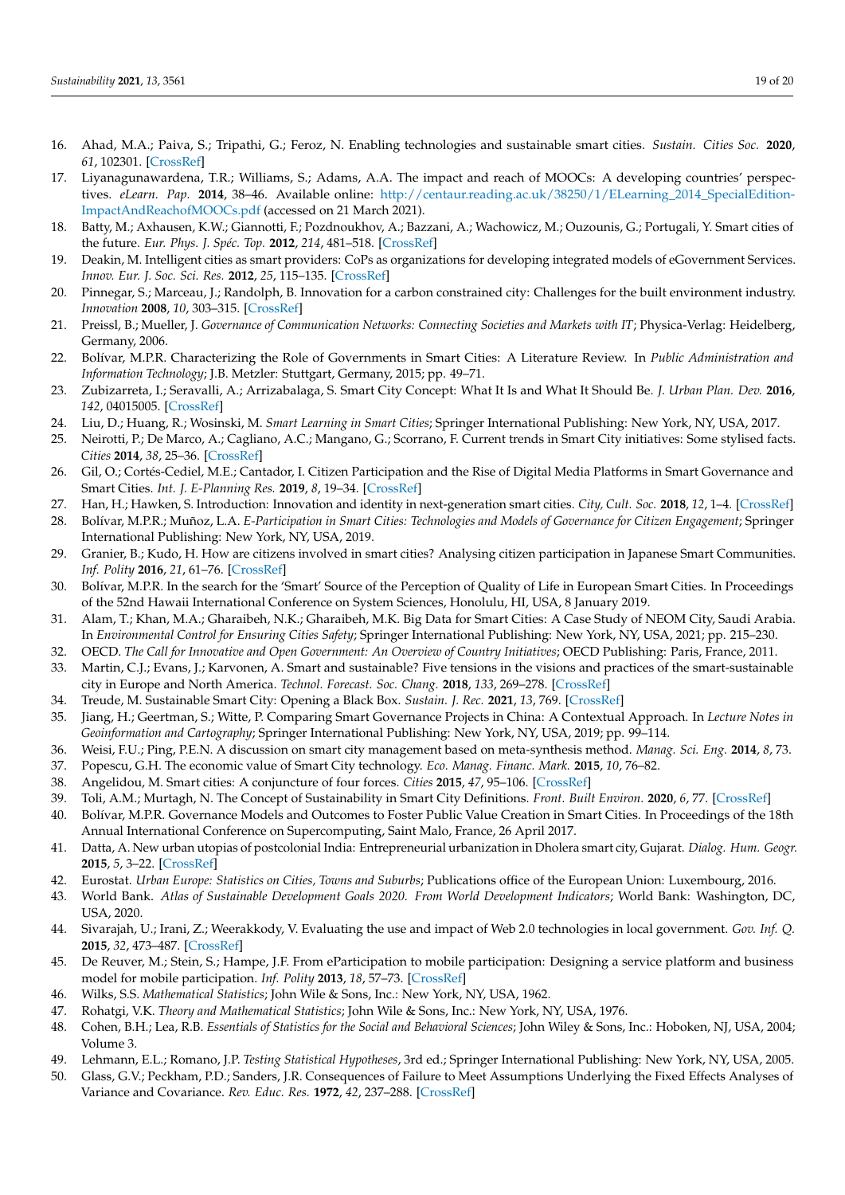16. Ahad, M.A.; Paiva, S.; Tripathi, G.; Feroz, N. Enabling technologies and sustainable smart cities. *Sustain. Cities Soc.* **2020**, *61*, 102301. [CrossRef]
17. Liyanagunawardena, T.R.; Williams, S.; Adams, A.A. The impact and reach of MOOCs: A developing countries' perspectives. *eLearn. Pap.* **2014**, 38–46. Available online: http://centaur.reading.ac.uk/38250/1/ELearning_2014_SpecialEdition-ImpactAndReachofMOOCs.pdf (accessed on 21 March 2021).
18. Batty, M.; Axhausen, K.W.; Giannotti, F.; Pozdnoukhov, A.; Bazzani, A.; Wachowicz, M.; Ouzounis, G.; Portugali, Y. Smart cities of the future. *Eur. Phys. J. Spéc. Top.* **2012**, *214*, 481–518. [CrossRef]
19. Deakin, M. Intelligent cities as smart providers: CoPs as organizations for developing integrated models of eGovernment Services. *Innov. Eur. J. Soc. Sci. Res.* **2012**, *25*, 115–135. [CrossRef]
20. Pinnegar, S.; Marceau, J.; Randolph, B. Innovation for a carbon constrained city: Challenges for the built environment industry. *Innovation* **2008**, *10*, 303–315. [CrossRef]
21. Preissl, B.; Mueller, J. *Governance of Communication Networks: Connecting Societies and Markets with IT*; Physica-Verlag: Heidelberg, Germany, 2006.
22. Bolívar, M.P.R. Characterizing the Role of Governments in Smart Cities: A Literature Review. In *Public Administration and Information Technology*; J.B. Metzler: Stuttgart, Germany, 2015; pp. 49–71.
23. Zubizarreta, I.; Seravalli, A.; Arrizabalaga, S. Smart City Concept: What It Is and What It Should Be. *J. Urban Plan. Dev.* **2016**, *142*, 04015005. [CrossRef]
24. Liu, D.; Huang, R.; Wosinski, M. *Smart Learning in Smart Cities*; Springer International Publishing: New York, NY, USA, 2017.
25. Neirotti, P.; De Marco, A.; Cagliano, A.C.; Mangano, G.; Scorrano, F. Current trends in Smart City initiatives: Some stylised facts. *Cities* **2014**, *38*, 25–36. [CrossRef]
26. Gil, O.; Cortés-Cediel, M.E.; Cantador, I. Citizen Participation and the Rise of Digital Media Platforms in Smart Governance and Smart Cities. *Int. J. E-Planning Res.* **2019**, *8*, 19–34. [CrossRef]
27. Han, H.; Hawken, S. Introduction: Innovation and identity in next-generation smart cities. *City, Cult. Soc.* **2018**, *12*, 1–4. [CrossRef]
28. Bolívar, M.P.R.; Muñoz, L.A. *E-Participation in Smart Cities: Technologies and Models of Governance for Citizen Engagement*; Springer International Publishing: New York, NY, USA, 2019.
29. Granier, B.; Kudo, H. How are citizens involved in smart cities? Analysing citizen participation in Japanese Smart Communities. *Inf. Polity* **2016**, *21*, 61–76. [CrossRef]
30. Bolívar, M.P.R. In the search for the 'Smart' Source of the Perception of Quality of Life in European Smart Cities. In Proceedings of the 52nd Hawaii International Conference on System Sciences, Honolulu, HI, USA, 8 January 2019.
31. Alam, T.; Khan, M.A.; Gharaibeh, N.K.; Gharaibeh, M.K. Big Data for Smart Cities: A Case Study of NEOM City, Saudi Arabia. In *Environmental Control for Ensuring Cities Safety*; Springer International Publishing: New York, NY, USA, 2021; pp. 215–230.
32. OECD. *The Call for Innovative and Open Government: An Overview of Country Initiatives*; OECD Publishing: Paris, France, 2011.
33. Martin, C.J.; Evans, J.; Karvonen, A. Smart and sustainable? Five tensions in the visions and practices of the smart-sustainable city in Europe and North America. *Technol. Forecast. Soc. Chang.* **2018**, *133*, 269–278. [CrossRef]
34. Treude, M. Sustainable Smart City: Opening a Black Box. *Sustain. J. Rec.* **2021**, *13*, 769. [CrossRef]
35. Jiang, H.; Geertman, S.; Witte, P. Comparing Smart Governance Projects in China: A Contextual Approach. In *Lecture Notes in Geoinformation and Cartography*; Springer International Publishing: New York, NY, USA, 2019; pp. 99–114.
36. Weisi, F.U.; Ping, P.E.N. A discussion on smart city management based on meta-synthesis method. *Manag. Sci. Eng.* **2014**, *8*, 73.
37. Popescu, G.H. The economic value of Smart City technology. *Eco. Manag. Financ. Mark.* **2015**, *10*, 76–82.
38. Angelidou, M. Smart cities: A conjuncture of four forces. *Cities* **2015**, *47*, 95–106. [CrossRef]
39. Toli, A.M.; Murtagh, N. The Concept of Sustainability in Smart City Definitions. *Front. Built Environ.* **2020**, *6*, 77. [CrossRef]
40. Bolívar, M.P.R. Governance Models and Outcomes to Foster Public Value Creation in Smart Cities. In Proceedings of the 18th Annual International Conference on Supercomputing, Saint Malo, France, 26 April 2017.
41. Datta, A. New urban utopias of postcolonial India: Entrepreneurial urbanization in Dholera smart city, Gujarat. *Dialog. Hum. Geogr.* **2015**, *5*, 3–22. [CrossRef]
42. Eurostat. *Urban Europe: Statistics on Cities, Towns and Suburbs*; Publications office of the European Union: Luxembourg, 2016.
43. World Bank. *Atlas of Sustainable Development Goals 2020. From World Development Indicators*; World Bank: Washington, DC, USA, 2020.
44. Sivarajah, U.; Irani, Z.; Weerakkody, V. Evaluating the use and impact of Web 2.0 technologies in local government. *Gov. Inf. Q.* **2015**, *32*, 473–487. [CrossRef]
45. De Reuver, M.; Stein, S.; Hampe, J.F. From eParticipation to mobile participation: Designing a service platform and business model for mobile participation. *Inf. Polity* **2013**, *18*, 57–73. [CrossRef]
46. Wilks, S.S. *Mathematical Statistics*; John Wile & Sons, Inc.: New York, NY, USA, 1962.
47. Rohatgi, V.K. *Theory and Mathematical Statistics*; John Wile & Sons, Inc.: New York, NY, USA, 1976.
48. Cohen, B.H.; Lea, R.B. *Essentials of Statistics for the Social and Behavioral Sciences*; John Wiley & Sons, Inc.: Hoboken, NJ, USA, 2004; Volume 3.
49. Lehmann, E.L.; Romano, J.P. *Testing Statistical Hypotheses*, 3rd ed.; Springer International Publishing: New York, NY, USA, 2005.
50. Glass, G.V.; Peckham, P.D.; Sanders, J.R. Consequences of Failure to Meet Assumptions Underlying the Fixed Effects Analyses of Variance and Covariance. *Rev. Educ. Res.* **1972**, *42*, 237–288. [CrossRef]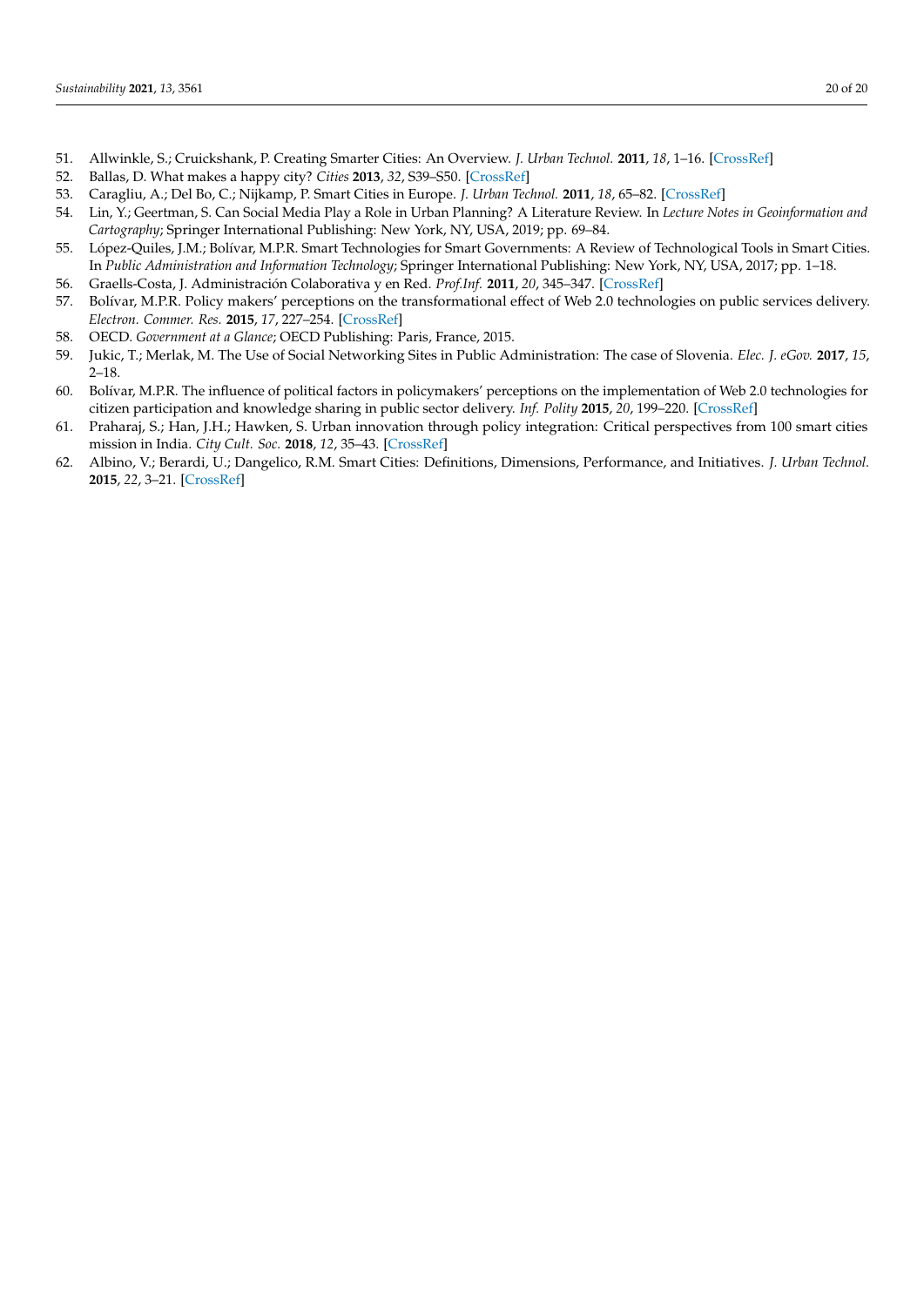51. Allwinkle, S.; Cruickshank, P. Creating Smarter Cities: An Overview. *J. Urban Technol.* **2011**, *18*, 1–16. [CrossRef]
52. Ballas, D. What makes a happy city? *Cities* **2013**, *32*, S39–S50. [CrossRef]
53. Caragliu, A.; Del Bo, C.; Nijkamp, P. Smart Cities in Europe. *J. Urban Technol.* **2011**, *18*, 65–82. [CrossRef]
54. Lin, Y.; Geertman, S. Can Social Media Play a Role in Urban Planning? A Literature Review. In *Lecture Notes in Geoinformation and Cartography*; Springer International Publishing: New York, NY, USA, 2019; pp. 69–84.
55. López-Quiles, J.M.; Bolívar, M.P.R. Smart Technologies for Smart Governments: A Review of Technological Tools in Smart Cities. In *Public Administration and Information Technology*; Springer International Publishing: New York, NY, USA, 2017; pp. 1–18.
56. Graells-Costa, J. Administración Colaborativa y en Red. *Prof.Inf.* **2011**, *20*, 345–347. [CrossRef]
57. Bolívar, M.P.R. Policy makers' perceptions on the transformational effect of Web 2.0 technologies on public services delivery. *Electron. Commer. Res.* **2015**, *17*, 227–254. [CrossRef]
58. OECD. *Government at a Glance*; OECD Publishing: Paris, France, 2015.
59. Jukic, T.; Merlak, M. The Use of Social Networking Sites in Public Administration: The case of Slovenia. *Elec. J. eGov.* **2017**, *15*, 2–18.
60. Bolívar, M.P.R. The influence of political factors in policymakers' perceptions on the implementation of Web 2.0 technologies for citizen participation and knowledge sharing in public sector delivery. *Inf. Polity* **2015**, *20*, 199–220. [CrossRef]
61. Praharaj, S.; Han, J.H.; Hawken, S. Urban innovation through policy integration: Critical perspectives from 100 smart cities mission in India. *City Cult. Soc.* **2018**, *12*, 35–43. [CrossRef]
62. Albino, V.; Berardi, U.; Dangelico, R.M. Smart Cities: Definitions, Dimensions, Performance, and Initiatives. *J. Urban Technol.* **2015**, *22*, 3–21. [CrossRef]